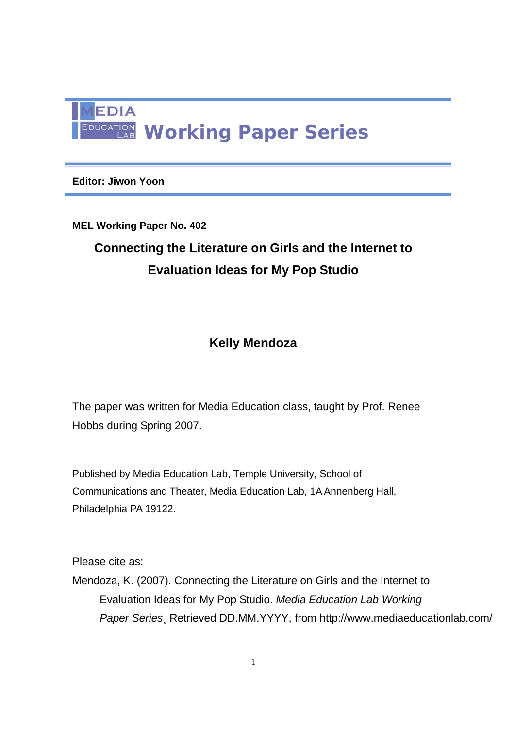MEDIA EDUCATION LAB **Working Paper Series**

**Editor: Jiwon Yoon**

**MEL Working Paper No. 402**

# Connecting the Literature on Girls and the Internet to Evaluation Ideas for My Pop Studio

## Kelly Mendoza

The paper was written for Media Education class, taught by Prof. Renee Hobbs during Spring 2007.

Published by Media Education Lab, Temple University, School of Communications and Theater, Media Education Lab, 1A Annenberg Hall, Philadelphia PA 19122.

Please cite as:

Mendoza, K. (2007). Connecting the Literature on Girls and the Internet to Evaluation Ideas for My Pop Studio. *Media Education Lab Working Paper Series*¸ Retrieved DD.MM.YYYY, from http://www.mediaeducationlab.com/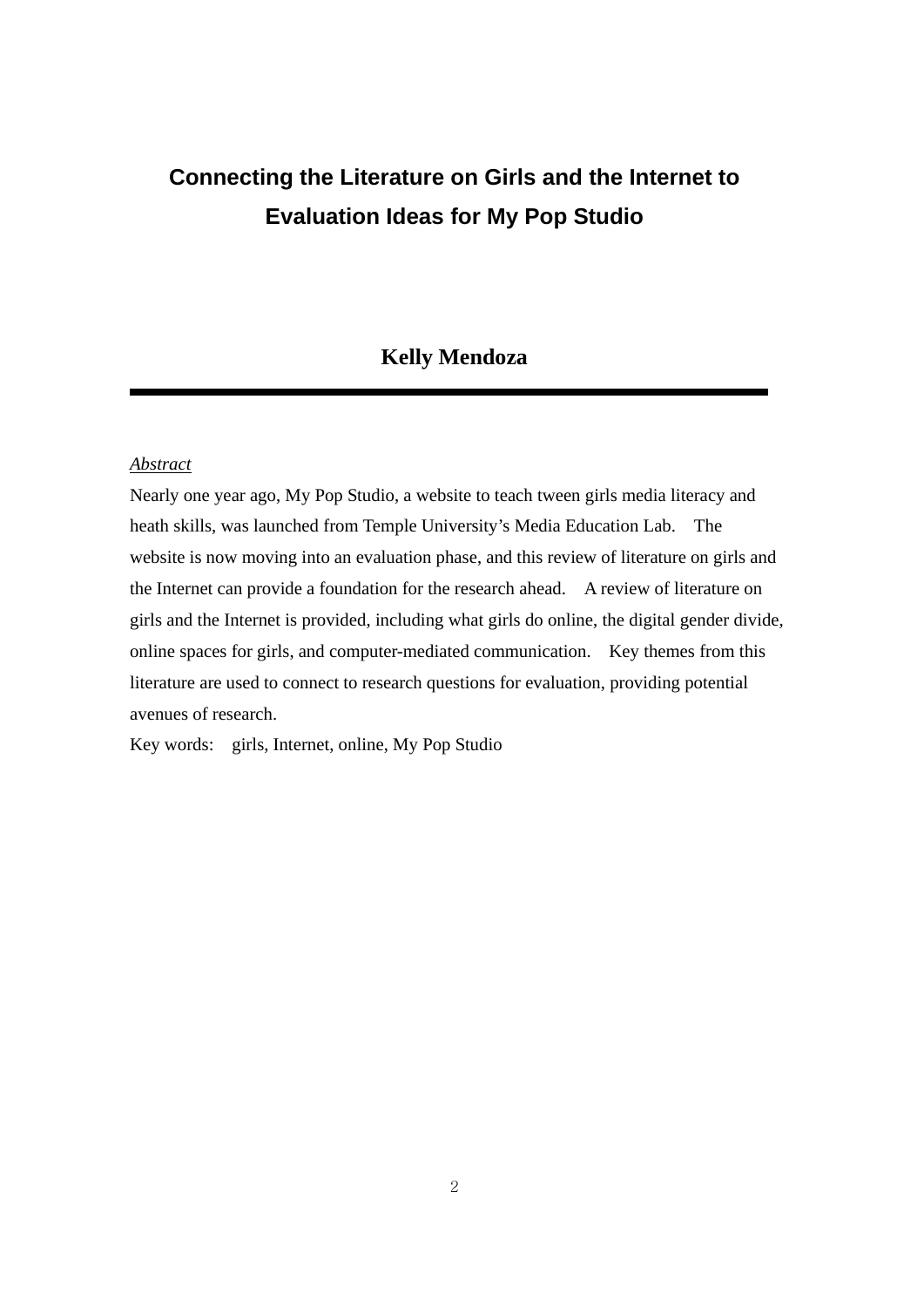# Connecting the Literature on Girls and the Internet to Evaluation Ideas for My Pop Studio

**Kelly Mendoza**

---

*Abstract*

Nearly one year ago, My Pop Studio, a website to teach tween girls media literacy and heath skills, was launched from Temple University's Media Education Lab. The website is now moving into an evaluation phase, and this review of literature on girls and the Internet can provide a foundation for the research ahead. A review of literature on girls and the Internet is provided, including what girls do online, the digital gender divide, online spaces for girls, and computer-mediated communication. Key themes from this literature are used to connect to research questions for evaluation, providing potential avenues of research.

Key words: girls, Internet, online, My Pop Studio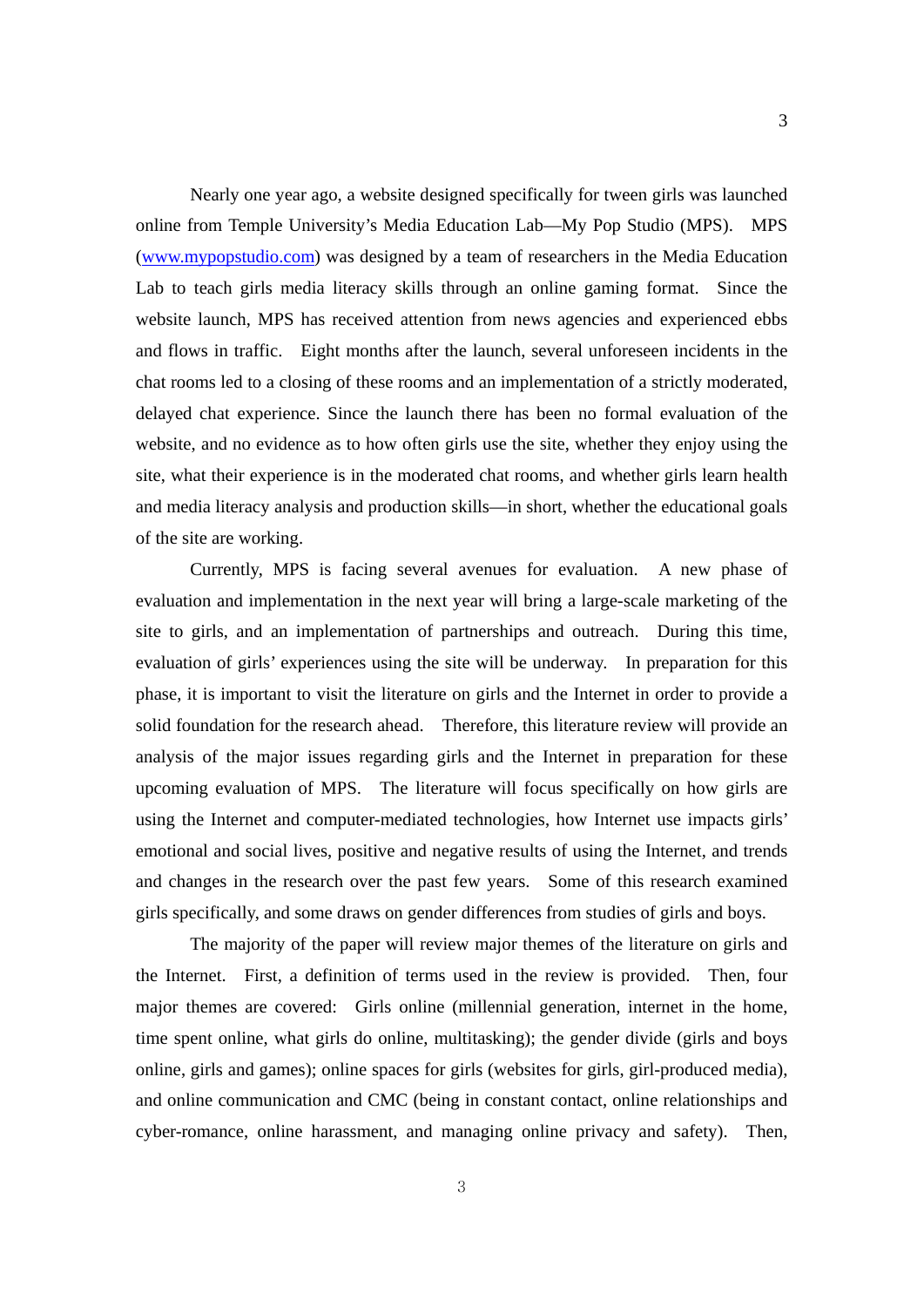Nearly one year ago, a website designed specifically for tween girls was launched online from Temple University's Media Education Lab—My Pop Studio (MPS). MPS (www.mypopstudio.com) was designed by a team of researchers in the Media Education Lab to teach girls media literacy skills through an online gaming format. Since the website launch, MPS has received attention from news agencies and experienced ebbs and flows in traffic. Eight months after the launch, several unforeseen incidents in the chat rooms led to a closing of these rooms and an implementation of a strictly moderated, delayed chat experience. Since the launch there has been no formal evaluation of the website, and no evidence as to how often girls use the site, whether they enjoy using the site, what their experience is in the moderated chat rooms, and whether girls learn health and media literacy analysis and production skills—in short, whether the educational goals of the site are working.

Currently, MPS is facing several avenues for evaluation. A new phase of evaluation and implementation in the next year will bring a large-scale marketing of the site to girls, and an implementation of partnerships and outreach. During this time, evaluation of girls' experiences using the site will be underway. In preparation for this phase, it is important to visit the literature on girls and the Internet in order to provide a solid foundation for the research ahead. Therefore, this literature review will provide an analysis of the major issues regarding girls and the Internet in preparation for these upcoming evaluation of MPS. The literature will focus specifically on how girls are using the Internet and computer-mediated technologies, how Internet use impacts girls' emotional and social lives, positive and negative results of using the Internet, and trends and changes in the research over the past few years. Some of this research examined girls specifically, and some draws on gender differences from studies of girls and boys.

The majority of the paper will review major themes of the literature on girls and the Internet. First, a definition of terms used in the review is provided. Then, four major themes are covered: Girls online (millennial generation, internet in the home, time spent online, what girls do online, multitasking); the gender divide (girls and boys online, girls and games); online spaces for girls (websites for girls, girl-produced media), and online communication and CMC (being in constant contact, online relationships and cyber-romance, online harassment, and managing online privacy and safety). Then,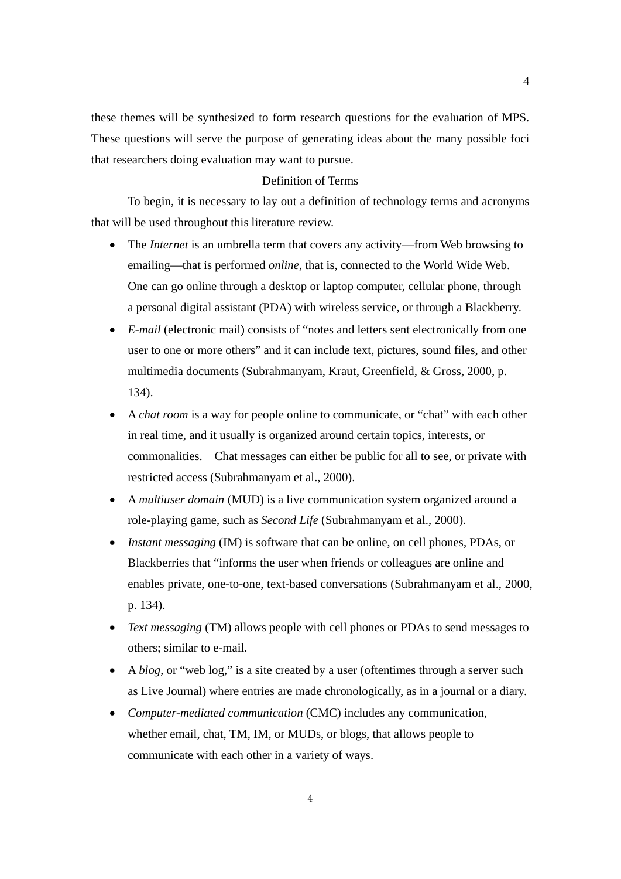these themes will be synthesized to form research questions for the evaluation of MPS. These questions will serve the purpose of generating ideas about the many possible foci that researchers doing evaluation may want to pursue.

## Definition of Terms

To begin, it is necessary to lay out a definition of technology terms and acronyms that will be used throughout this literature review.

- The *Internet* is an umbrella term that covers any activity—from Web browsing to emailing—that is performed *online*, that is, connected to the World Wide Web. One can go online through a desktop or laptop computer, cellular phone, through a personal digital assistant (PDA) with wireless service, or through a Blackberry.
- *E-mail* (electronic mail) consists of "notes and letters sent electronically from one user to one or more others" and it can include text, pictures, sound files, and other multimedia documents (Subrahmanyam, Kraut, Greenfield, & Gross, 2000, p. 134).
- A *chat room* is a way for people online to communicate, or "chat" with each other in real time, and it usually is organized around certain topics, interests, or commonalities. Chat messages can either be public for all to see, or private with restricted access (Subrahmanyam et al., 2000).
- A *multiuser domain* (MUD) is a live communication system organized around a role-playing game, such as *Second Life* (Subrahmanyam et al., 2000).
- *Instant messaging* (IM) is software that can be online, on cell phones, PDAs, or Blackberries that "informs the user when friends or colleagues are online and enables private, one-to-one, text-based conversations (Subrahmanyam et al., 2000, p. 134).
- *Text messaging* (TM) allows people with cell phones or PDAs to send messages to others; similar to e-mail.
- A *blog*, or "web log," is a site created by a user (oftentimes through a server such as Live Journal) where entries are made chronologically, as in a journal or a diary.
- *Computer-mediated communication* (CMC) includes any communication, whether email, chat, TM, IM, or MUDs, or blogs, that allows people to communicate with each other in a variety of ways.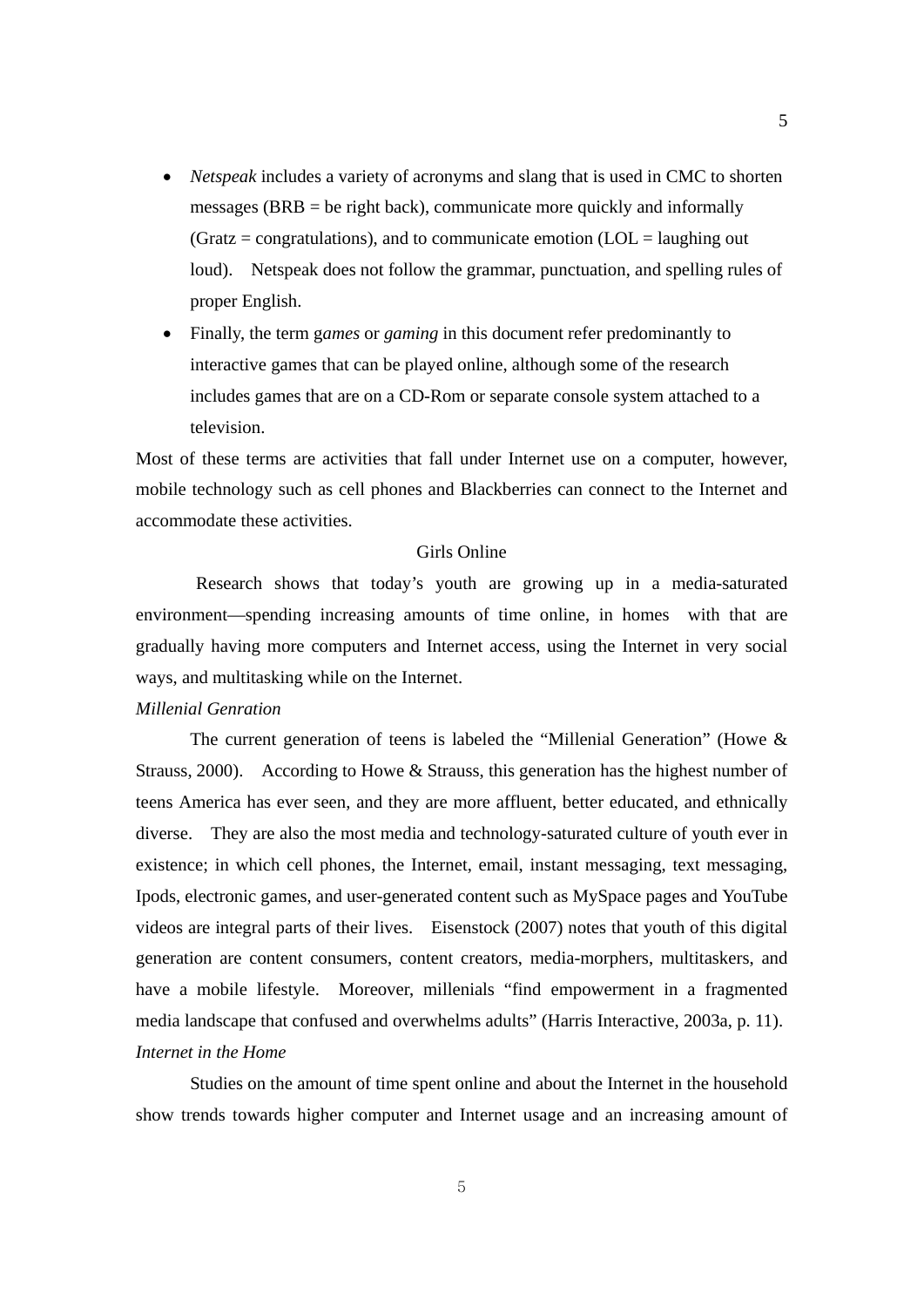- *Netspeak* includes a variety of acronyms and slang that is used in CMC to shorten messages (BRB = be right back), communicate more quickly and informally (Gratz = congratulations), and to communicate emotion (LOL = laughing out loud). Netspeak does not follow the grammar, punctuation, and spelling rules of proper English.
- Finally, the term g*ames* or *gaming* in this document refer predominantly to interactive games that can be played online, although some of the research includes games that are on a CD-Rom or separate console system attached to a television.

Most of these terms are activities that fall under Internet use on a computer, however, mobile technology such as cell phones and Blackberries can connect to the Internet and accommodate these activities.

## Girls Online

Research shows that today's youth are growing up in a media-saturated environment—spending increasing amounts of time online, in homes with that are gradually having more computers and Internet access, using the Internet in very social ways, and multitasking while on the Internet.

### *Millenial Genration*

The current generation of teens is labeled the "Millenial Generation" (Howe & Strauss, 2000). According to Howe & Strauss, this generation has the highest number of teens America has ever seen, and they are more affluent, better educated, and ethnically diverse. They are also the most media and technology-saturated culture of youth ever in existence; in which cell phones, the Internet, email, instant messaging, text messaging, Ipods, electronic games, and user-generated content such as MySpace pages and YouTube videos are integral parts of their lives. Eisenstock (2007) notes that youth of this digital generation are content consumers, content creators, media-morphers, multitaskers, and have a mobile lifestyle. Moreover, millenials "find empowerment in a fragmented media landscape that confused and overwhelms adults" (Harris Interactive, 2003a, p. 11).

### *Internet in the Home*

Studies on the amount of time spent online and about the Internet in the household show trends towards higher computer and Internet usage and an increasing amount of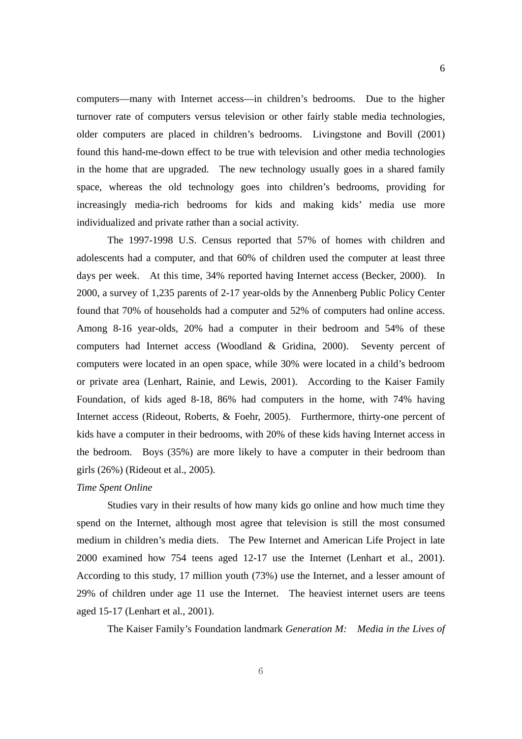computers—many with Internet access—in children's bedrooms. Due to the higher turnover rate of computers versus television or other fairly stable media technologies, older computers are placed in children's bedrooms. Livingstone and Bovill (2001) found this hand-me-down effect to be true with television and other media technologies in the home that are upgraded. The new technology usually goes in a shared family space, whereas the old technology goes into children's bedrooms, providing for increasingly media-rich bedrooms for kids and making kids' media use more individualized and private rather than a social activity.

The 1997-1998 U.S. Census reported that 57% of homes with children and adolescents had a computer, and that 60% of children used the computer at least three days per week. At this time, 34% reported having Internet access (Becker, 2000). In 2000, a survey of 1,235 parents of 2-17 year-olds by the Annenberg Public Policy Center found that 70% of households had a computer and 52% of computers had online access. Among 8-16 year-olds, 20% had a computer in their bedroom and 54% of these computers had Internet access (Woodland & Gridina, 2000). Seventy percent of computers were located in an open space, while 30% were located in a child's bedroom or private area (Lenhart, Rainie, and Lewis, 2001). According to the Kaiser Family Foundation, of kids aged 8-18, 86% had computers in the home, with 74% having Internet access (Rideout, Roberts, & Foehr, 2005). Furthermore, thirty-one percent of kids have a computer in their bedrooms, with 20% of these kids having Internet access in the bedroom. Boys (35%) are more likely to have a computer in their bedroom than girls (26%) (Rideout et al., 2005).

*Time Spent Online*

Studies vary in their results of how many kids go online and how much time they spend on the Internet, although most agree that television is still the most consumed medium in children's media diets. The Pew Internet and American Life Project in late 2000 examined how 754 teens aged 12-17 use the Internet (Lenhart et al., 2001). According to this study, 17 million youth (73%) use the Internet, and a lesser amount of 29% of children under age 11 use the Internet. The heaviest internet users are teens aged 15-17 (Lenhart et al., 2001).

The Kaiser Family's Foundation landmark *Generation M: Media in the Lives of*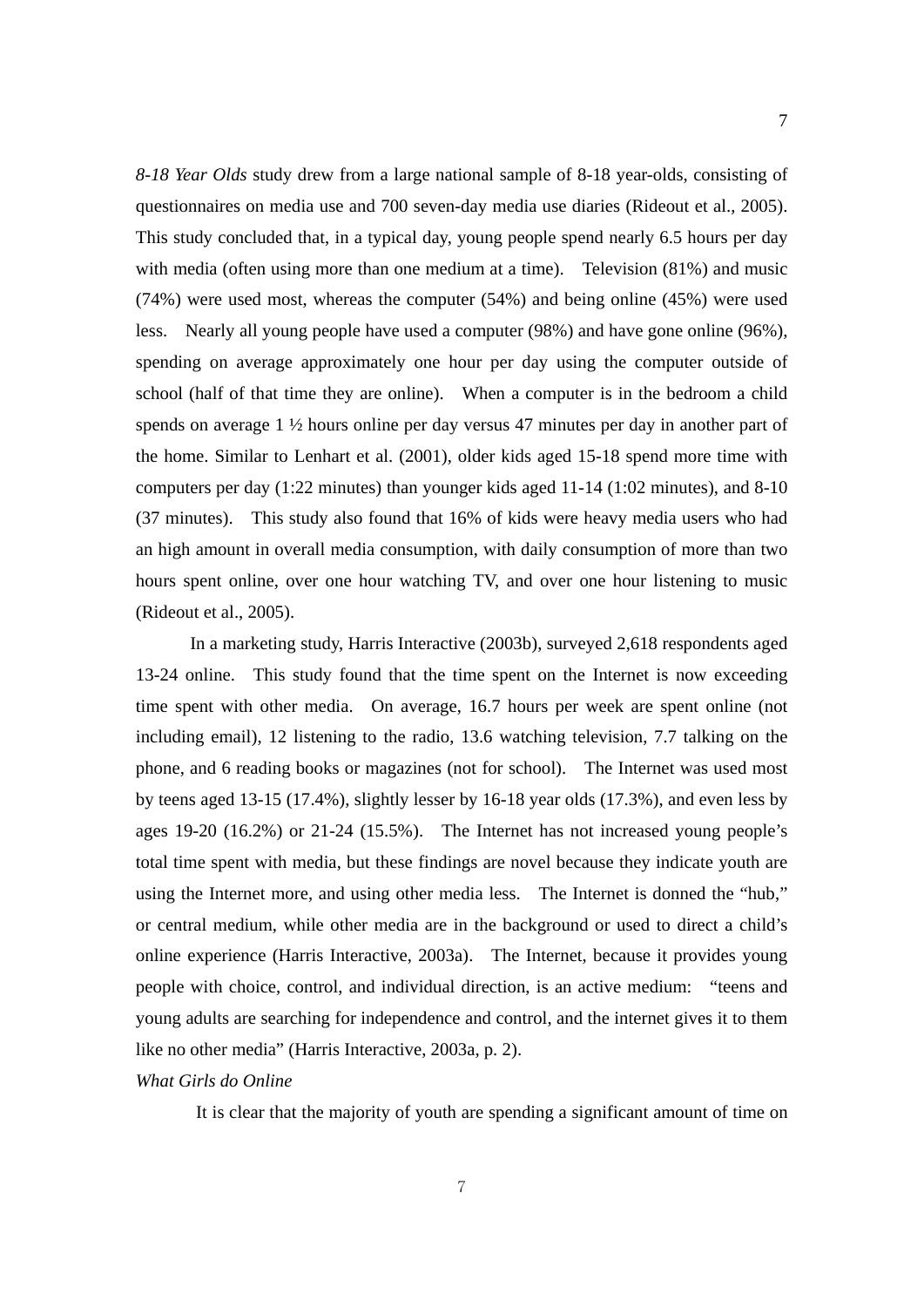*8-18 Year Olds* study drew from a large national sample of 8-18 year-olds, consisting of questionnaires on media use and 700 seven-day media use diaries (Rideout et al., 2005). This study concluded that, in a typical day, young people spend nearly 6.5 hours per day with media (often using more than one medium at a time). Television (81%) and music (74%) were used most, whereas the computer (54%) and being online (45%) were used less. Nearly all young people have used a computer (98%) and have gone online (96%), spending on average approximately one hour per day using the computer outside of school (half of that time they are online). When a computer is in the bedroom a child spends on average 1 ½ hours online per day versus 47 minutes per day in another part of the home. Similar to Lenhart et al. (2001), older kids aged 15-18 spend more time with computers per day (1:22 minutes) than younger kids aged 11-14 (1:02 minutes), and 8-10 (37 minutes). This study also found that 16% of kids were heavy media users who had an high amount in overall media consumption, with daily consumption of more than two hours spent online, over one hour watching TV, and over one hour listening to music (Rideout et al., 2005).

In a marketing study, Harris Interactive (2003b), surveyed 2,618 respondents aged 13-24 online. This study found that the time spent on the Internet is now exceeding time spent with other media. On average, 16.7 hours per week are spent online (not including email), 12 listening to the radio, 13.6 watching television, 7.7 talking on the phone, and 6 reading books or magazines (not for school). The Internet was used most by teens aged 13-15 (17.4%), slightly lesser by 16-18 year olds (17.3%), and even less by ages 19-20 (16.2%) or 21-24 (15.5%). The Internet has not increased young people's total time spent with media, but these findings are novel because they indicate youth are using the Internet more, and using other media less. The Internet is donned the "hub," or central medium, while other media are in the background or used to direct a child's online experience (Harris Interactive, 2003a). The Internet, because it provides young people with choice, control, and individual direction, is an active medium: "teens and young adults are searching for independence and control, and the internet gives it to them like no other media" (Harris Interactive, 2003a, p. 2).

*What Girls do Online*

It is clear that the majority of youth are spending a significant amount of time on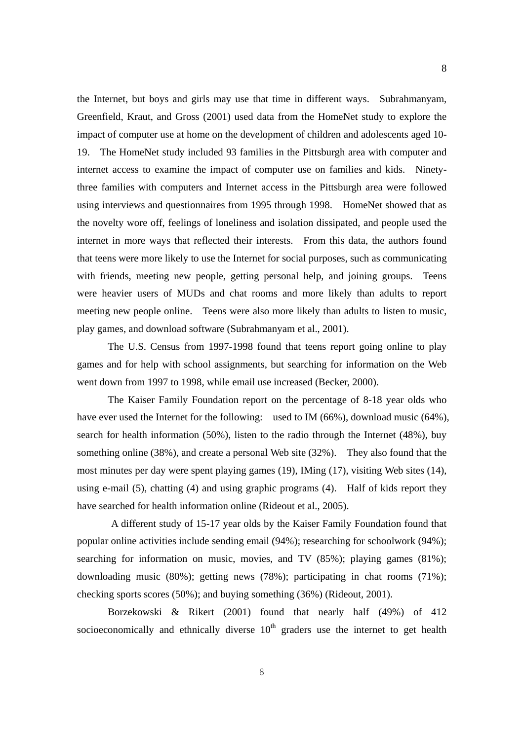the Internet, but boys and girls may use that time in different ways. Subrahmanyam, Greenfield, Kraut, and Gross (2001) used data from the HomeNet study to explore the impact of computer use at home on the development of children and adolescents aged 10-19. The HomeNet study included 93 families in the Pittsburgh area with computer and internet access to examine the impact of computer use on families and kids. Ninety-three families with computers and Internet access in the Pittsburgh area were followed using interviews and questionnaires from 1995 through 1998. HomeNet showed that as the novelty wore off, feelings of loneliness and isolation dissipated, and people used the internet in more ways that reflected their interests. From this data, the authors found that teens were more likely to use the Internet for social purposes, such as communicating with friends, meeting new people, getting personal help, and joining groups. Teens were heavier users of MUDs and chat rooms and more likely than adults to report meeting new people online. Teens were also more likely than adults to listen to music, play games, and download software (Subrahmanyam et al., 2001).

The U.S. Census from 1997-1998 found that teens report going online to play games and for help with school assignments, but searching for information on the Web went down from 1997 to 1998, while email use increased (Becker, 2000).

The Kaiser Family Foundation report on the percentage of 8-18 year olds who have ever used the Internet for the following: used to IM (66%), download music (64%), search for health information (50%), listen to the radio through the Internet (48%), buy something online (38%), and create a personal Web site (32%). They also found that the most minutes per day were spent playing games (19), IMing (17), visiting Web sites (14), using e-mail (5), chatting (4) and using graphic programs (4). Half of kids report they have searched for health information online (Rideout et al., 2005).

A different study of 15-17 year olds by the Kaiser Family Foundation found that popular online activities include sending email (94%); researching for schoolwork (94%); searching for information on music, movies, and TV (85%); playing games (81%); downloading music (80%); getting news (78%); participating in chat rooms (71%); checking sports scores (50%); and buying something (36%) (Rideout, 2001).

Borzekowski & Rikert (2001) found that nearly half (49%) of 412 socioeconomically and ethnically diverse 10th graders use the internet to get health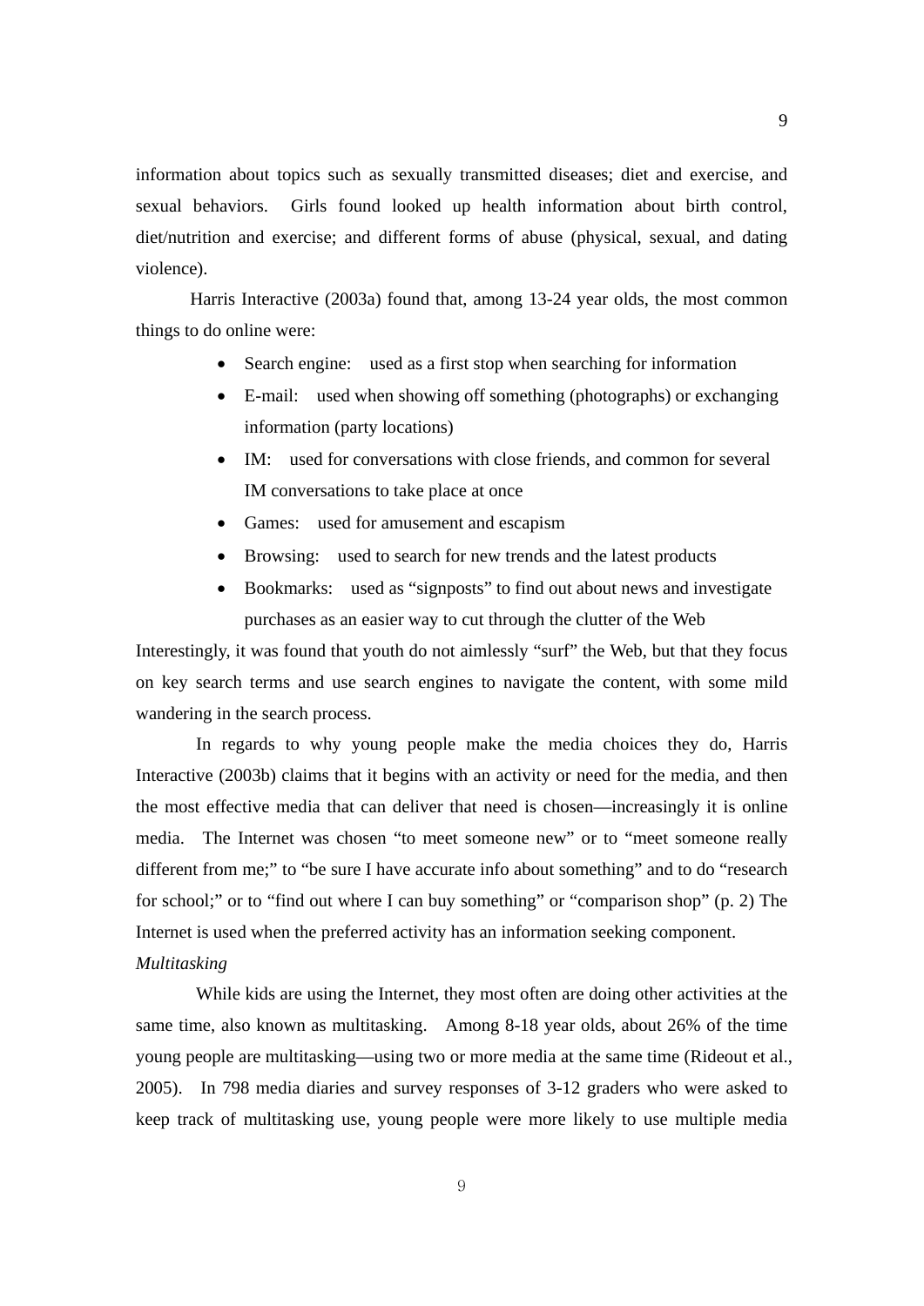information about topics such as sexually transmitted diseases; diet and exercise, and sexual behaviors. Girls found looked up health information about birth control, diet/nutrition and exercise; and different forms of abuse (physical, sexual, and dating violence).

Harris Interactive (2003a) found that, among 13-24 year olds, the most common things to do online were:

- Search engine: used as a first stop when searching for information
- E-mail: used when showing off something (photographs) or exchanging information (party locations)
- IM: used for conversations with close friends, and common for several IM conversations to take place at once
- Games: used for amusement and escapism
- Browsing: used to search for new trends and the latest products
- Bookmarks: used as "signposts" to find out about news and investigate purchases as an easier way to cut through the clutter of the Web

Interestingly, it was found that youth do not aimlessly "surf" the Web, but that they focus on key search terms and use search engines to navigate the content, with some mild wandering in the search process.

In regards to why young people make the media choices they do, Harris Interactive (2003b) claims that it begins with an activity or need for the media, and then the most effective media that can deliver that need is chosen—increasingly it is online media. The Internet was chosen "to meet someone new" or to "meet someone really different from me;" to "be sure I have accurate info about something" and to do "research for school;" or to "find out where I can buy something" or "comparison shop" (p. 2) The Internet is used when the preferred activity has an information seeking component.

*Multitasking*

While kids are using the Internet, they most often are doing other activities at the same time, also known as multitasking. Among 8-18 year olds, about 26% of the time young people are multitasking—using two or more media at the same time (Rideout et al., 2005). In 798 media diaries and survey responses of 3-12 graders who were asked to keep track of multitasking use, young people were more likely to use multiple media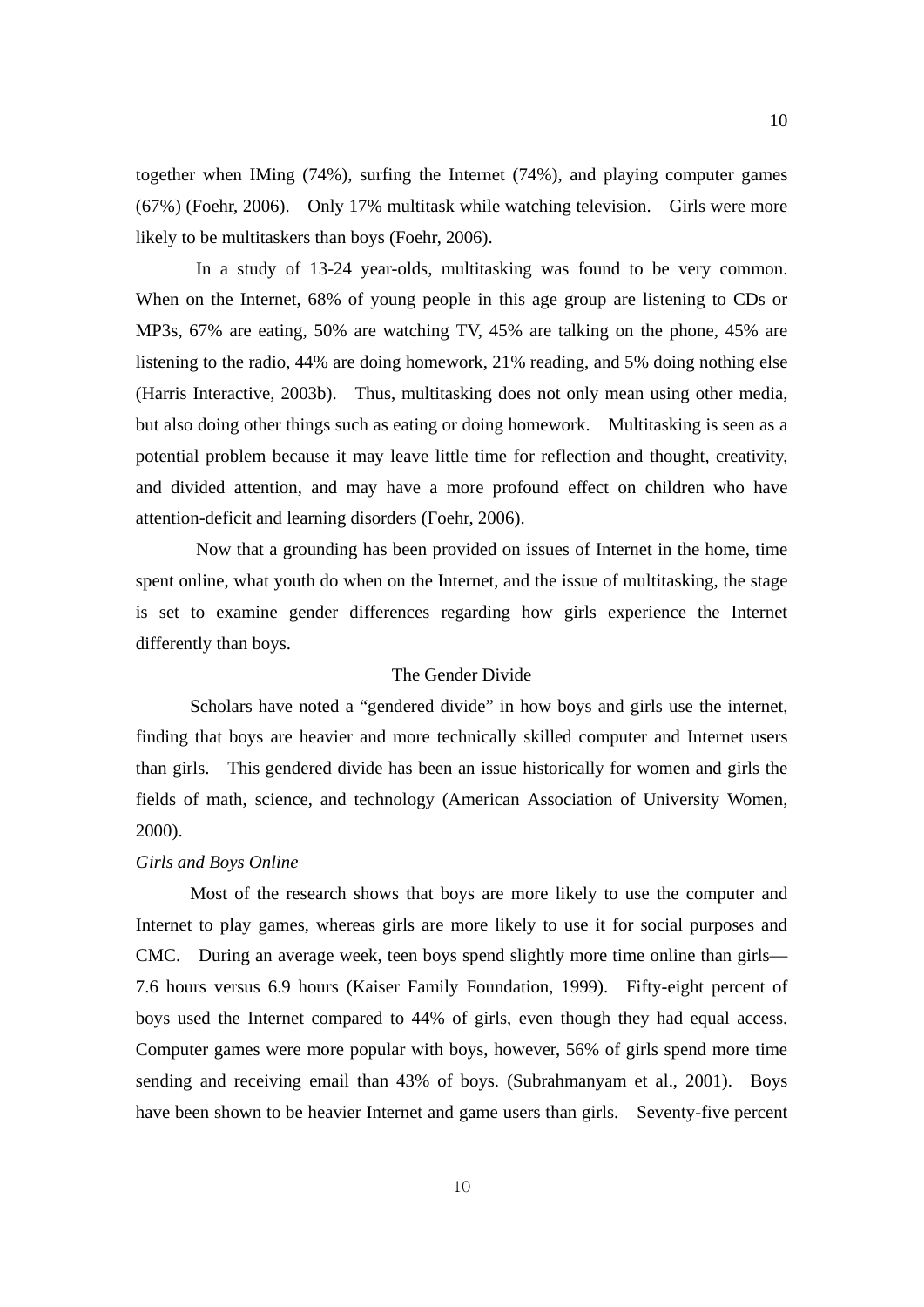together when IMing (74%), surfing the Internet (74%), and playing computer games (67%) (Foehr, 2006). Only 17% multitask while watching television. Girls were more likely to be multitaskers than boys (Foehr, 2006).

In a study of 13-24 year-olds, multitasking was found to be very common. When on the Internet, 68% of young people in this age group are listening to CDs or MP3s, 67% are eating, 50% are watching TV, 45% are talking on the phone, 45% are listening to the radio, 44% are doing homework, 21% reading, and 5% doing nothing else (Harris Interactive, 2003b). Thus, multitasking does not only mean using other media, but also doing other things such as eating or doing homework. Multitasking is seen as a potential problem because it may leave little time for reflection and thought, creativity, and divided attention, and may have a more profound effect on children who have attention-deficit and learning disorders (Foehr, 2006).

Now that a grounding has been provided on issues of Internet in the home, time spent online, what youth do when on the Internet, and the issue of multitasking, the stage is set to examine gender differences regarding how girls experience the Internet differently than boys.

## The Gender Divide

Scholars have noted a "gendered divide" in how boys and girls use the internet, finding that boys are heavier and more technically skilled computer and Internet users than girls. This gendered divide has been an issue historically for women and girls the fields of math, science, and technology (American Association of University Women, 2000).

### *Girls and Boys Online*

Most of the research shows that boys are more likely to use the computer and Internet to play games, whereas girls are more likely to use it for social purposes and CMC. During an average week, teen boys spend slightly more time online than girls—7.6 hours versus 6.9 hours (Kaiser Family Foundation, 1999). Fifty-eight percent of boys used the Internet compared to 44% of girls, even though they had equal access. Computer games were more popular with boys, however, 56% of girls spend more time sending and receiving email than 43% of boys. (Subrahmanyam et al., 2001). Boys have been shown to be heavier Internet and game users than girls. Seventy-five percent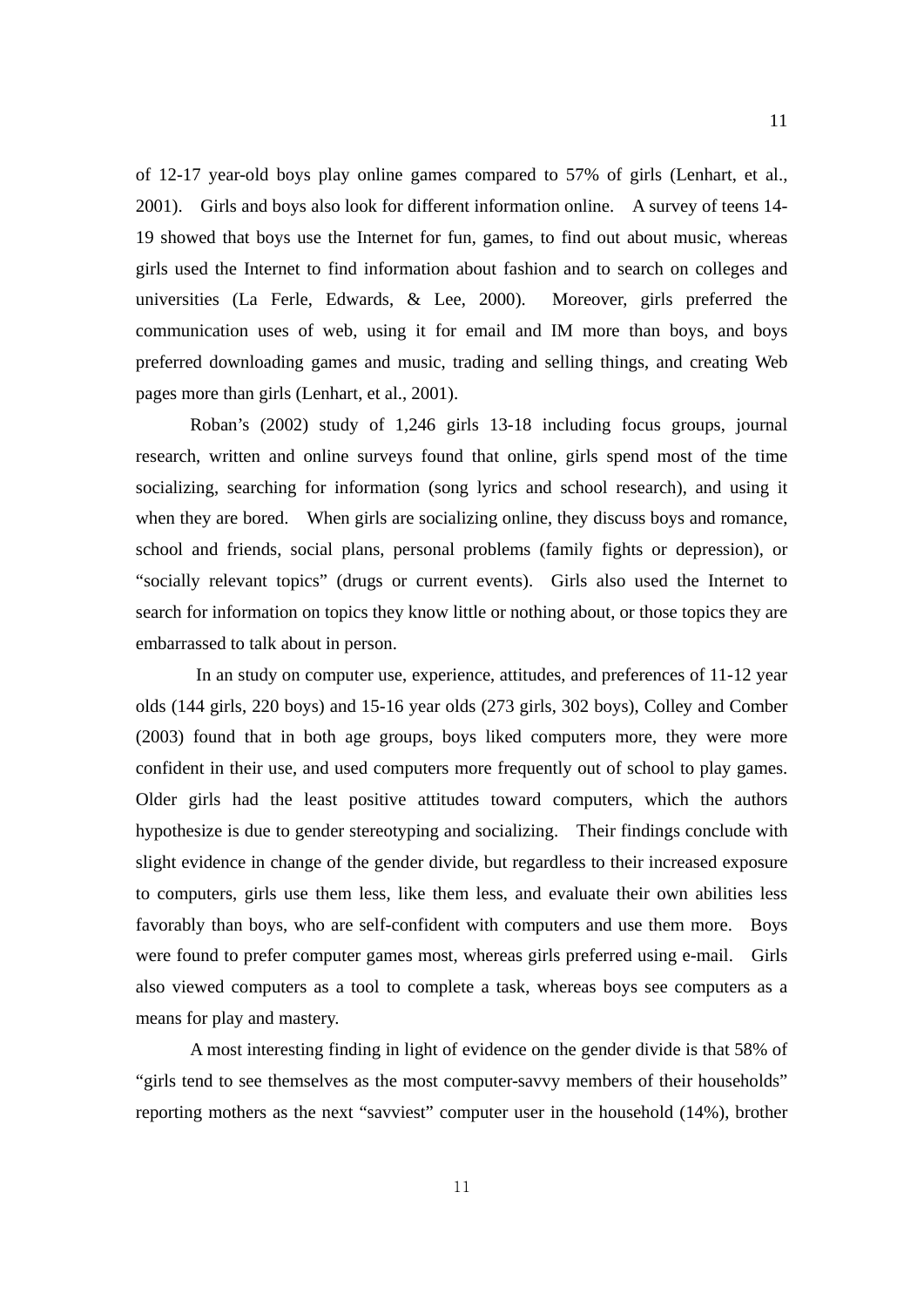of 12-17 year-old boys play online games compared to 57% of girls (Lenhart, et al., 2001). Girls and boys also look for different information online. A survey of teens 14-19 showed that boys use the Internet for fun, games, to find out about music, whereas girls used the Internet to find information about fashion and to search on colleges and universities (La Ferle, Edwards, & Lee, 2000). Moreover, girls preferred the communication uses of web, using it for email and IM more than boys, and boys preferred downloading games and music, trading and selling things, and creating Web pages more than girls (Lenhart, et al., 2001).

Roban's (2002) study of 1,246 girls 13-18 including focus groups, journal research, written and online surveys found that online, girls spend most of the time socializing, searching for information (song lyrics and school research), and using it when they are bored. When girls are socializing online, they discuss boys and romance, school and friends, social plans, personal problems (family fights or depression), or "socially relevant topics" (drugs or current events). Girls also used the Internet to search for information on topics they know little or nothing about, or those topics they are embarrassed to talk about in person.

In an study on computer use, experience, attitudes, and preferences of 11-12 year olds (144 girls, 220 boys) and 15-16 year olds (273 girls, 302 boys), Colley and Comber (2003) found that in both age groups, boys liked computers more, they were more confident in their use, and used computers more frequently out of school to play games. Older girls had the least positive attitudes toward computers, which the authors hypothesize is due to gender stereotyping and socializing. Their findings conclude with slight evidence in change of the gender divide, but regardless to their increased exposure to computers, girls use them less, like them less, and evaluate their own abilities less favorably than boys, who are self-confident with computers and use them more. Boys were found to prefer computer games most, whereas girls preferred using e-mail. Girls also viewed computers as a tool to complete a task, whereas boys see computers as a means for play and mastery.

A most interesting finding in light of evidence on the gender divide is that 58% of "girls tend to see themselves as the most computer-savvy members of their households" reporting mothers as the next "savviest" computer user in the household (14%), brother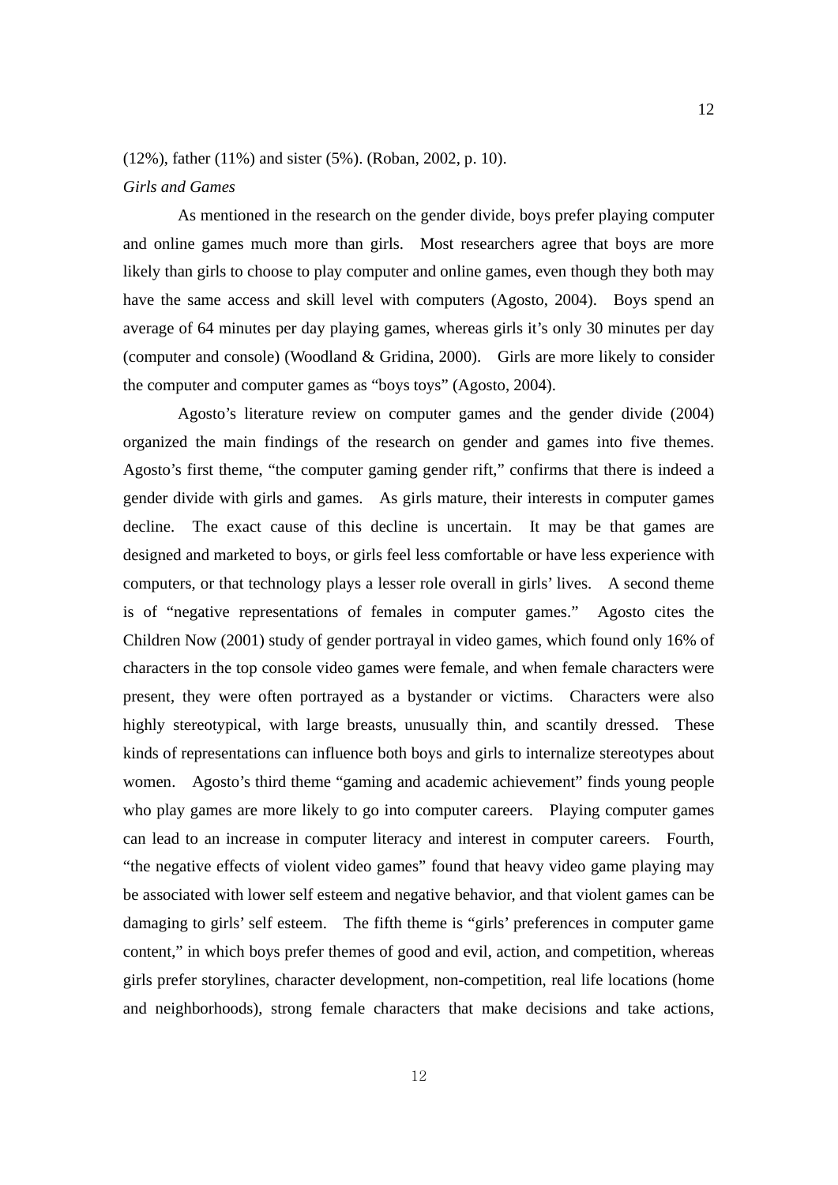(12%), father (11%) and sister (5%). (Roban, 2002, p. 10).

*Girls and Games*

As mentioned in the research on the gender divide, boys prefer playing computer and online games much more than girls. Most researchers agree that boys are more likely than girls to choose to play computer and online games, even though they both may have the same access and skill level with computers (Agosto, 2004). Boys spend an average of 64 minutes per day playing games, whereas girls it's only 30 minutes per day (computer and console) (Woodland & Gridina, 2000). Girls are more likely to consider the computer and computer games as "boys toys" (Agosto, 2004).

Agosto's literature review on computer games and the gender divide (2004) organized the main findings of the research on gender and games into five themes. Agosto's first theme, "the computer gaming gender rift," confirms that there is indeed a gender divide with girls and games. As girls mature, their interests in computer games decline. The exact cause of this decline is uncertain. It may be that games are designed and marketed to boys, or girls feel less comfortable or have less experience with computers, or that technology plays a lesser role overall in girls' lives. A second theme is of "negative representations of females in computer games." Agosto cites the Children Now (2001) study of gender portrayal in video games, which found only 16% of characters in the top console video games were female, and when female characters were present, they were often portrayed as a bystander or victims. Characters were also highly stereotypical, with large breasts, unusually thin, and scantily dressed. These kinds of representations can influence both boys and girls to internalize stereotypes about women. Agosto's third theme "gaming and academic achievement" finds young people who play games are more likely to go into computer careers. Playing computer games can lead to an increase in computer literacy and interest in computer careers. Fourth, "the negative effects of violent video games" found that heavy video game playing may be associated with lower self esteem and negative behavior, and that violent games can be damaging to girls' self esteem. The fifth theme is "girls' preferences in computer game content," in which boys prefer themes of good and evil, action, and competition, whereas girls prefer storylines, character development, non-competition, real life locations (home and neighborhoods), strong female characters that make decisions and take actions,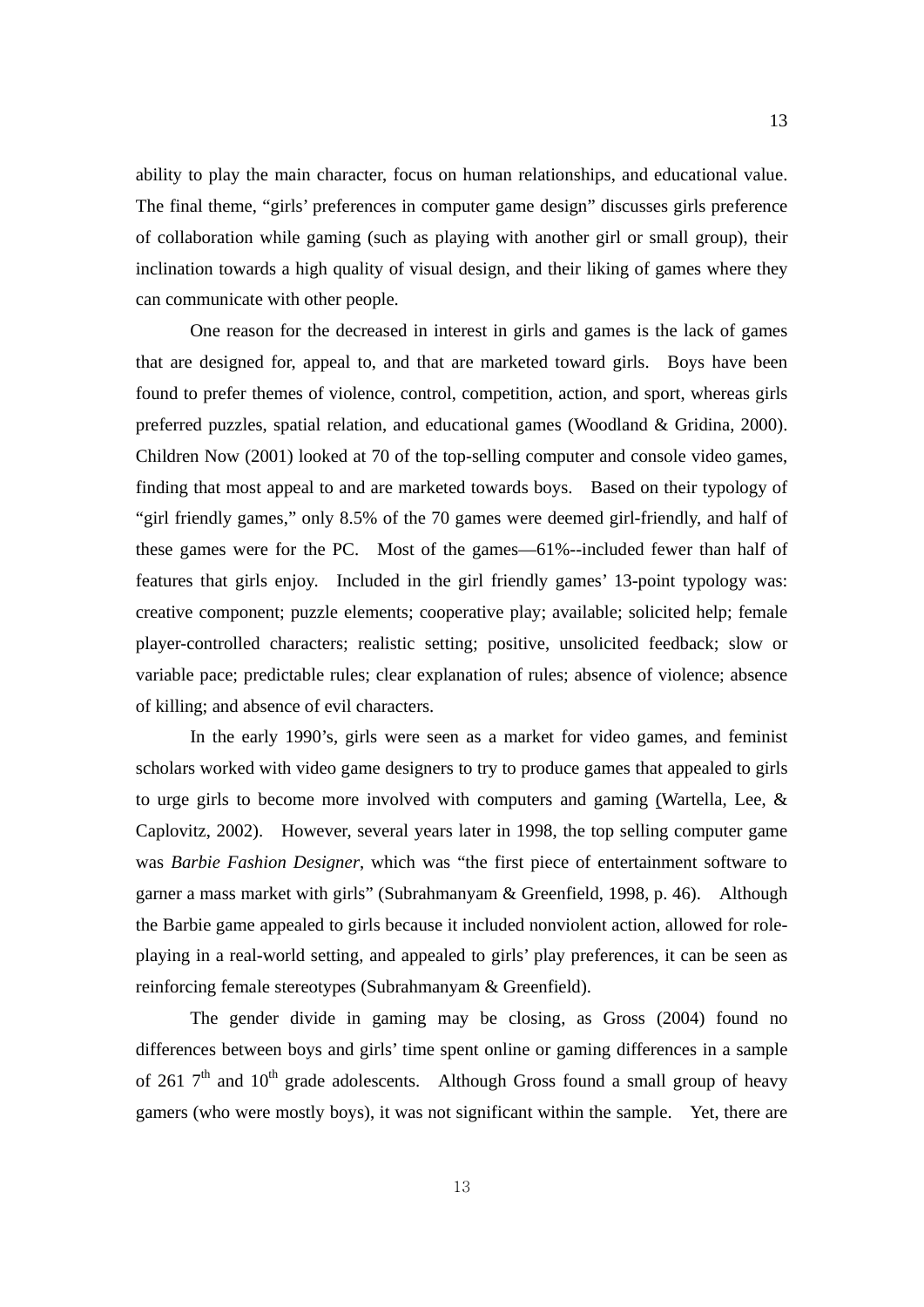ability to play the main character, focus on human relationships, and educational value. The final theme, "girls' preferences in computer game design" discusses girls preference of collaboration while gaming (such as playing with another girl or small group), their inclination towards a high quality of visual design, and their liking of games where they can communicate with other people.

One reason for the decreased in interest in girls and games is the lack of games that are designed for, appeal to, and that are marketed toward girls. Boys have been found to prefer themes of violence, control, competition, action, and sport, whereas girls preferred puzzles, spatial relation, and educational games (Woodland & Gridina, 2000). Children Now (2001) looked at 70 of the top-selling computer and console video games, finding that most appeal to and are marketed towards boys. Based on their typology of "girl friendly games," only 8.5% of the 70 games were deemed girl-friendly, and half of these games were for the PC. Most of the games—61%--included fewer than half of features that girls enjoy. Included in the girl friendly games' 13-point typology was: creative component; puzzle elements; cooperative play; available; solicited help; female player-controlled characters; realistic setting; positive, unsolicited feedback; slow or variable pace; predictable rules; clear explanation of rules; absence of violence; absence of killing; and absence of evil characters.

In the early 1990's, girls were seen as a market for video games, and feminist scholars worked with video game designers to try to produce games that appealed to girls to urge girls to become more involved with computers and gaming (Wartella, Lee, & Caplovitz, 2002). However, several years later in 1998, the top selling computer game was *Barbie Fashion Designer*, which was "the first piece of entertainment software to garner a mass market with girls" (Subrahmanyam & Greenfield, 1998, p. 46). Although the Barbie game appealed to girls because it included nonviolent action, allowed for role-playing in a real-world setting, and appealed to girls' play preferences, it can be seen as reinforcing female stereotypes (Subrahmanyam & Greenfield).

The gender divide in gaming may be closing, as Gross (2004) found no differences between boys and girls' time spent online or gaming differences in a sample of 261 7th and 10th grade adolescents. Although Gross found a small group of heavy gamers (who were mostly boys), it was not significant within the sample. Yet, there are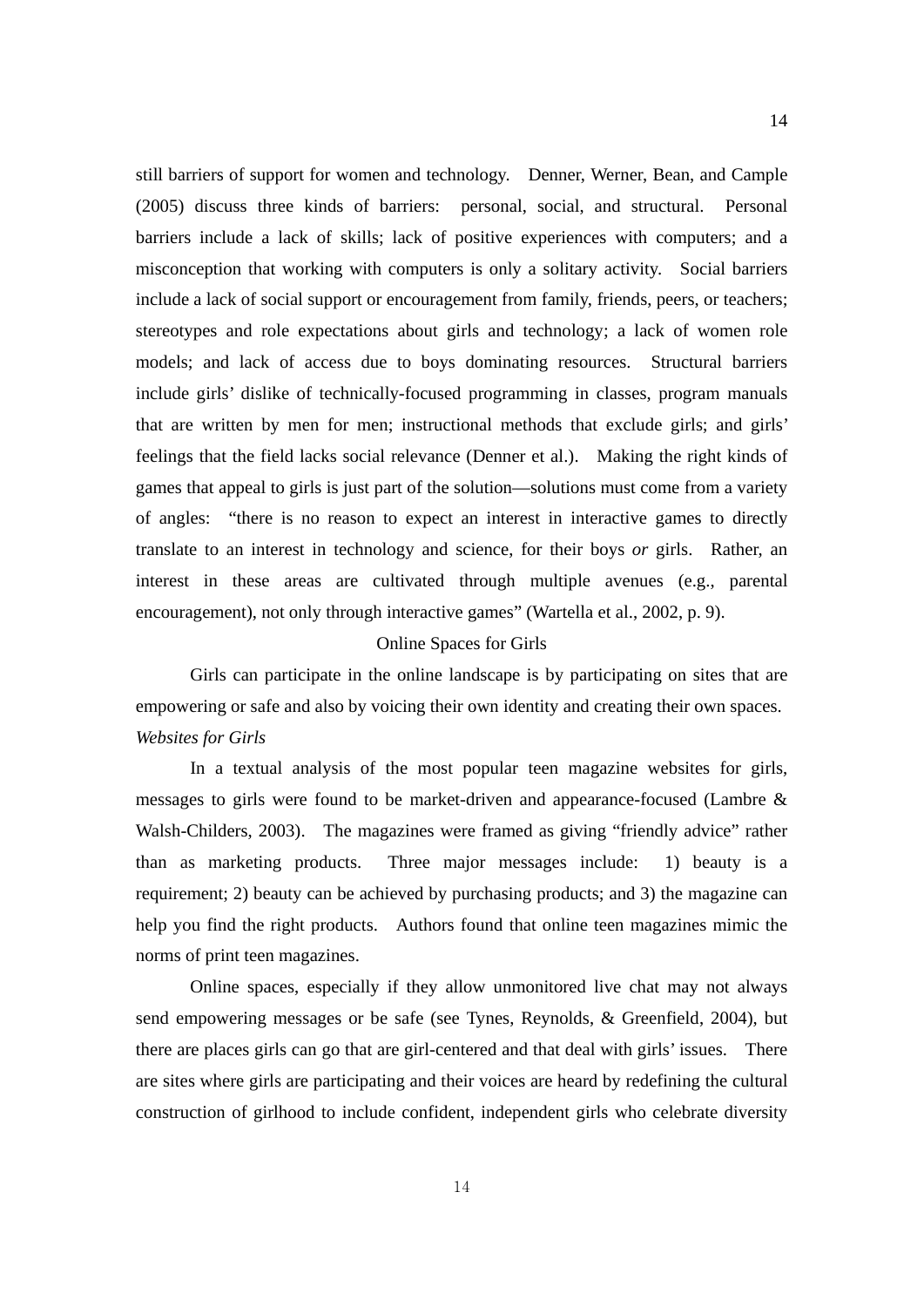still barriers of support for women and technology. Denner, Werner, Bean, and Cample (2005) discuss three kinds of barriers: personal, social, and structural. Personal barriers include a lack of skills; lack of positive experiences with computers; and a misconception that working with computers is only a solitary activity. Social barriers include a lack of social support or encouragement from family, friends, peers, or teachers; stereotypes and role expectations about girls and technology; a lack of women role models; and lack of access due to boys dominating resources. Structural barriers include girls' dislike of technically-focused programming in classes, program manuals that are written by men for men; instructional methods that exclude girls; and girls' feelings that the field lacks social relevance (Denner et al.). Making the right kinds of games that appeal to girls is just part of the solution—solutions must come from a variety of angles: "there is no reason to expect an interest in interactive games to directly translate to an interest in technology and science, for their boys *or* girls. Rather, an interest in these areas are cultivated through multiple avenues (e.g., parental encouragement), not only through interactive games" (Wartella et al., 2002, p. 9).

## Online Spaces for Girls

Girls can participate in the online landscape is by participating on sites that are empowering or safe and also by voicing their own identity and creating their own spaces.

### *Websites for Girls*

In a textual analysis of the most popular teen magazine websites for girls, messages to girls were found to be market-driven and appearance-focused (Lambre & Walsh-Childers, 2003). The magazines were framed as giving "friendly advice" rather than as marketing products. Three major messages include: 1) beauty is a requirement; 2) beauty can be achieved by purchasing products; and 3) the magazine can help you find the right products. Authors found that online teen magazines mimic the norms of print teen magazines.

Online spaces, especially if they allow unmonitored live chat may not always send empowering messages or be safe (see Tynes, Reynolds, & Greenfield, 2004), but there are places girls can go that are girl-centered and that deal with girls' issues. There are sites where girls are participating and their voices are heard by redefining the cultural construction of girlhood to include confident, independent girls who celebrate diversity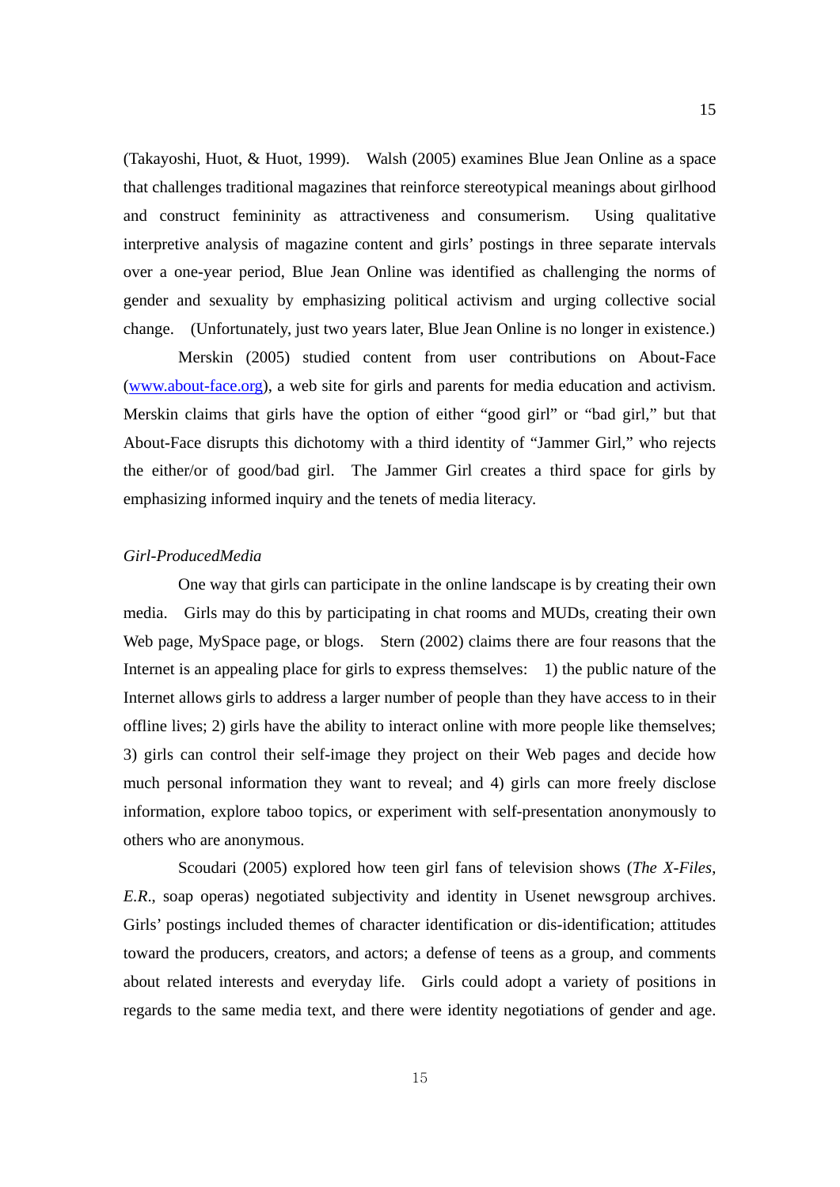(Takayoshi, Huot, & Huot, 1999). Walsh (2005) examines Blue Jean Online as a space that challenges traditional magazines that reinforce stereotypical meanings about girlhood and construct femininity as attractiveness and consumerism. Using qualitative interpretive analysis of magazine content and girls' postings in three separate intervals over a one-year period, Blue Jean Online was identified as challenging the norms of gender and sexuality by emphasizing political activism and urging collective social change. (Unfortunately, just two years later, Blue Jean Online is no longer in existence.)

Merskin (2005) studied content from user contributions on About-Face (www.about-face.org), a web site for girls and parents for media education and activism. Merskin claims that girls have the option of either "good girl" or "bad girl," but that About-Face disrupts this dichotomy with a third identity of "Jammer Girl," who rejects the either/or of good/bad girl. The Jammer Girl creates a third space for girls by emphasizing informed inquiry and the tenets of media literacy.

*Girl-ProducedMedia*

One way that girls can participate in the online landscape is by creating their own media. Girls may do this by participating in chat rooms and MUDs, creating their own Web page, MySpace page, or blogs. Stern (2002) claims there are four reasons that the Internet is an appealing place for girls to express themselves: 1) the public nature of the Internet allows girls to address a larger number of people than they have access to in their offline lives; 2) girls have the ability to interact online with more people like themselves; 3) girls can control their self-image they project on their Web pages and decide how much personal information they want to reveal; and 4) girls can more freely disclose information, explore taboo topics, or experiment with self-presentation anonymously to others who are anonymous.

Scoudari (2005) explored how teen girl fans of television shows (*The X-Files*, *E.R.*, soap operas) negotiated subjectivity and identity in Usenet newsgroup archives. Girls' postings included themes of character identification or dis-identification; attitudes toward the producers, creators, and actors; a defense of teens as a group, and comments about related interests and everyday life. Girls could adopt a variety of positions in regards to the same media text, and there were identity negotiations of gender and age.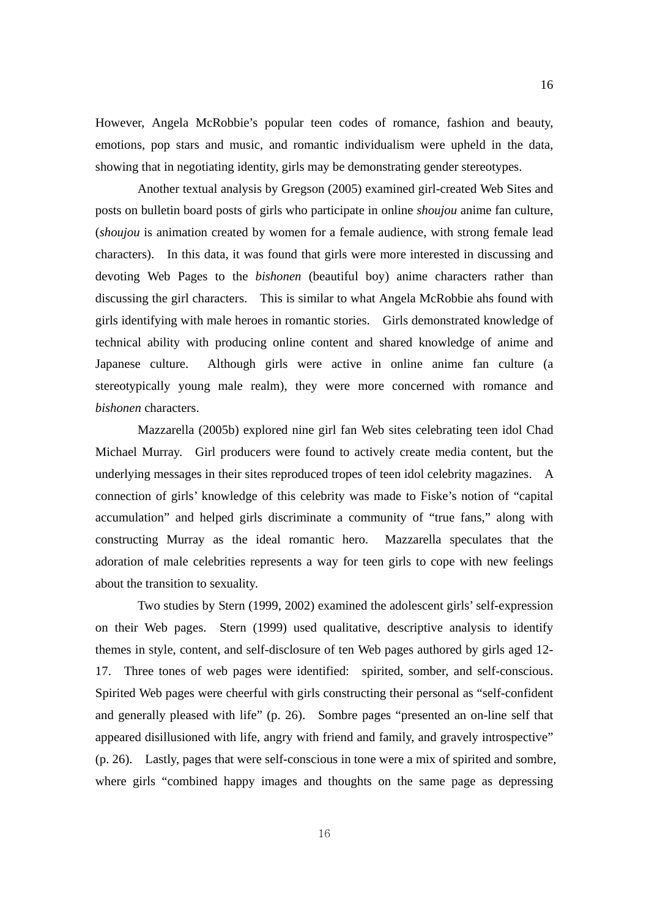However, Angela McRobbie's popular teen codes of romance, fashion and beauty, emotions, pop stars and music, and romantic individualism were upheld in the data, showing that in negotiating identity, girls may be demonstrating gender stereotypes.

Another textual analysis by Gregson (2005) examined girl-created Web Sites and posts on bulletin board posts of girls who participate in online *shoujou* anime fan culture, (*shoujou* is animation created by women for a female audience, with strong female lead characters). In this data, it was found that girls were more interested in discussing and devoting Web Pages to the *bishonen* (beautiful boy) anime characters rather than discussing the girl characters. This is similar to what Angela McRobbie ahs found with girls identifying with male heroes in romantic stories. Girls demonstrated knowledge of technical ability with producing online content and shared knowledge of anime and Japanese culture. Although girls were active in online anime fan culture (a stereotypically young male realm), they were more concerned with romance and *bishonen* characters.

Mazzarella (2005b) explored nine girl fan Web sites celebrating teen idol Chad Michael Murray. Girl producers were found to actively create media content, but the underlying messages in their sites reproduced tropes of teen idol celebrity magazines. A connection of girls' knowledge of this celebrity was made to Fiske's notion of "capital accumulation" and helped girls discriminate a community of "true fans," along with constructing Murray as the ideal romantic hero. Mazzarella speculates that the adoration of male celebrities represents a way for teen girls to cope with new feelings about the transition to sexuality.

Two studies by Stern (1999, 2002) examined the adolescent girls' self-expression on their Web pages. Stern (1999) used qualitative, descriptive analysis to identify themes in style, content, and self-disclosure of ten Web pages authored by girls aged 12-17. Three tones of web pages were identified: spirited, somber, and self-conscious. Spirited Web pages were cheerful with girls constructing their personal as "self-confident and generally pleased with life" (p. 26). Sombre pages "presented an on-line self that appeared disillusioned with life, angry with friend and family, and gravely introspective" (p. 26). Lastly, pages that were self-conscious in tone were a mix of spirited and sombre, where girls "combined happy images and thoughts on the same page as depressing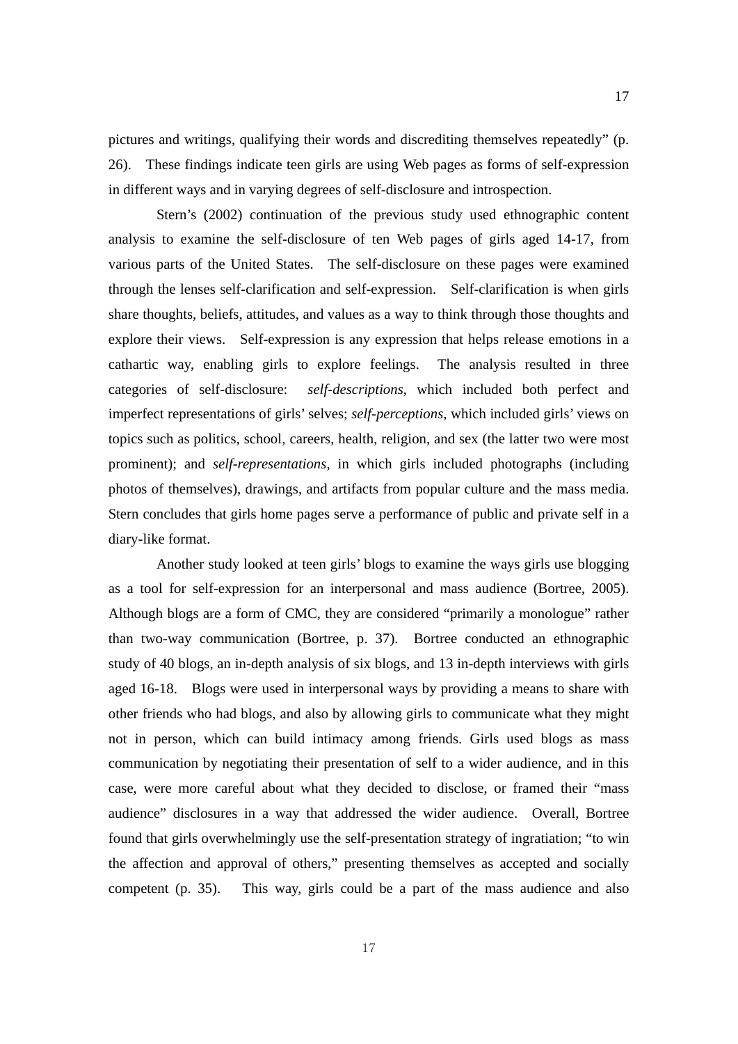pictures and writings, qualifying their words and discrediting themselves repeatedly" (p. 26). These findings indicate teen girls are using Web pages as forms of self-expression in different ways and in varying degrees of self-disclosure and introspection.

Stern's (2002) continuation of the previous study used ethnographic content analysis to examine the self-disclosure of ten Web pages of girls aged 14-17, from various parts of the United States. The self-disclosure on these pages were examined through the lenses self-clarification and self-expression. Self-clarification is when girls share thoughts, beliefs, attitudes, and values as a way to think through those thoughts and explore their views. Self-expression is any expression that helps release emotions in a cathartic way, enabling girls to explore feelings. The analysis resulted in three categories of self-disclosure: *self-descriptions*, which included both perfect and imperfect representations of girls' selves; *self-perceptions*, which included girls' views on topics such as politics, school, careers, health, religion, and sex (the latter two were most prominent); and *self-representations*, in which girls included photographs (including photos of themselves), drawings, and artifacts from popular culture and the mass media. Stern concludes that girls home pages serve a performance of public and private self in a diary-like format.

Another study looked at teen girls' blogs to examine the ways girls use blogging as a tool for self-expression for an interpersonal and mass audience (Bortree, 2005). Although blogs are a form of CMC, they are considered "primarily a monologue" rather than two-way communication (Bortree, p. 37). Bortree conducted an ethnographic study of 40 blogs, an in-depth analysis of six blogs, and 13 in-depth interviews with girls aged 16-18. Blogs were used in interpersonal ways by providing a means to share with other friends who had blogs, and also by allowing girls to communicate what they might not in person, which can build intimacy among friends. Girls used blogs as mass communication by negotiating their presentation of self to a wider audience, and in this case, were more careful about what they decided to disclose, or framed their "mass audience" disclosures in a way that addressed the wider audience. Overall, Bortree found that girls overwhelmingly use the self-presentation strategy of ingratiation; "to win the affection and approval of others," presenting themselves as accepted and socially competent (p. 35). This way, girls could be a part of the mass audience and also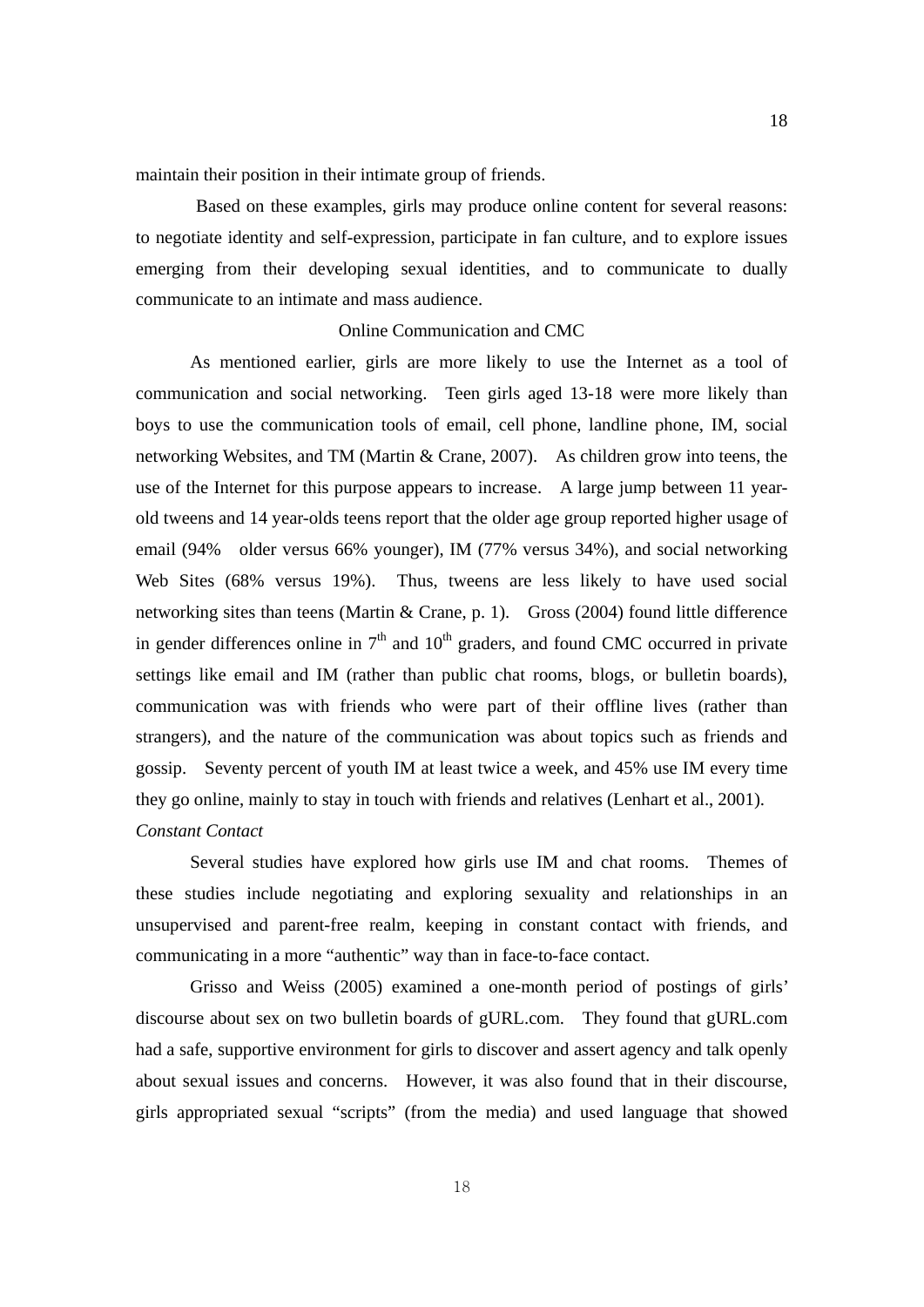maintain their position in their intimate group of friends.

Based on these examples, girls may produce online content for several reasons: to negotiate identity and self-expression, participate in fan culture, and to explore issues emerging from their developing sexual identities, and to communicate to dually communicate to an intimate and mass audience.

## Online Communication and CMC

As mentioned earlier, girls are more likely to use the Internet as a tool of communication and social networking. Teen girls aged 13-18 were more likely than boys to use the communication tools of email, cell phone, landline phone, IM, social networking Websites, and TM (Martin & Crane, 2007). As children grow into teens, the use of the Internet for this purpose appears to increase. A large jump between 11 year-old tweens and 14 year-olds teens report that the older age group reported higher usage of email (94% older versus 66% younger), IM (77% versus 34%), and social networking Web Sites (68% versus 19%). Thus, tweens are less likely to have used social networking sites than teens (Martin & Crane, p. 1). Gross (2004) found little difference in gender differences online in 7th and 10th graders, and found CMC occurred in private settings like email and IM (rather than public chat rooms, blogs, or bulletin boards), communication was with friends who were part of their offline lives (rather than strangers), and the nature of the communication was about topics such as friends and gossip. Seventy percent of youth IM at least twice a week, and 45% use IM every time they go online, mainly to stay in touch with friends and relatives (Lenhart et al., 2001).

### *Constant Contact*

Several studies have explored how girls use IM and chat rooms. Themes of these studies include negotiating and exploring sexuality and relationships in an unsupervised and parent-free realm, keeping in constant contact with friends, and communicating in a more "authentic" way than in face-to-face contact.

Grisso and Weiss (2005) examined a one-month period of postings of girls' discourse about sex on two bulletin boards of gURL.com. They found that gURL.com had a safe, supportive environment for girls to discover and assert agency and talk openly about sexual issues and concerns. However, it was also found that in their discourse, girls appropriated sexual "scripts" (from the media) and used language that showed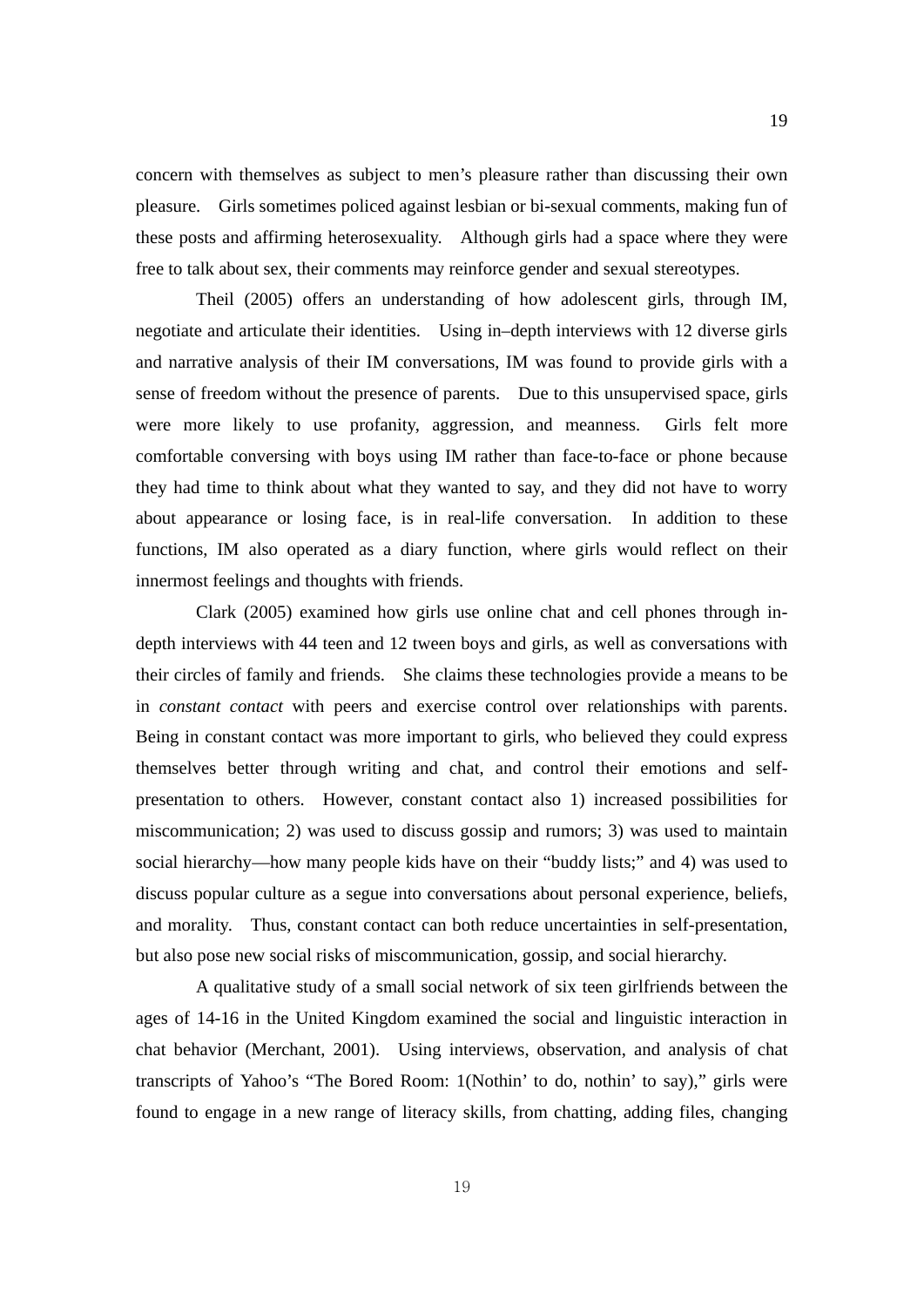concern with themselves as subject to men's pleasure rather than discussing their own pleasure. Girls sometimes policed against lesbian or bi-sexual comments, making fun of these posts and affirming heterosexuality. Although girls had a space where they were free to talk about sex, their comments may reinforce gender and sexual stereotypes.

Theil (2005) offers an understanding of how adolescent girls, through IM, negotiate and articulate their identities. Using in–depth interviews with 12 diverse girls and narrative analysis of their IM conversations, IM was found to provide girls with a sense of freedom without the presence of parents. Due to this unsupervised space, girls were more likely to use profanity, aggression, and meanness. Girls felt more comfortable conversing with boys using IM rather than face-to-face or phone because they had time to think about what they wanted to say, and they did not have to worry about appearance or losing face, is in real-life conversation. In addition to these functions, IM also operated as a diary function, where girls would reflect on their innermost feelings and thoughts with friends.

Clark (2005) examined how girls use online chat and cell phones through in-depth interviews with 44 teen and 12 tween boys and girls, as well as conversations with their circles of family and friends. She claims these technologies provide a means to be in *constant contact* with peers and exercise control over relationships with parents. Being in constant contact was more important to girls, who believed they could express themselves better through writing and chat, and control their emotions and self-presentation to others. However, constant contact also 1) increased possibilities for miscommunication; 2) was used to discuss gossip and rumors; 3) was used to maintain social hierarchy—how many people kids have on their "buddy lists;" and 4) was used to discuss popular culture as a segue into conversations about personal experience, beliefs, and morality. Thus, constant contact can both reduce uncertainties in self-presentation, but also pose new social risks of miscommunication, gossip, and social hierarchy.

A qualitative study of a small social network of six teen girlfriends between the ages of 14-16 in the United Kingdom examined the social and linguistic interaction in chat behavior (Merchant, 2001). Using interviews, observation, and analysis of chat transcripts of Yahoo's "The Bored Room: 1(Nothin' to do, nothin' to say)," girls were found to engage in a new range of literacy skills, from chatting, adding files, changing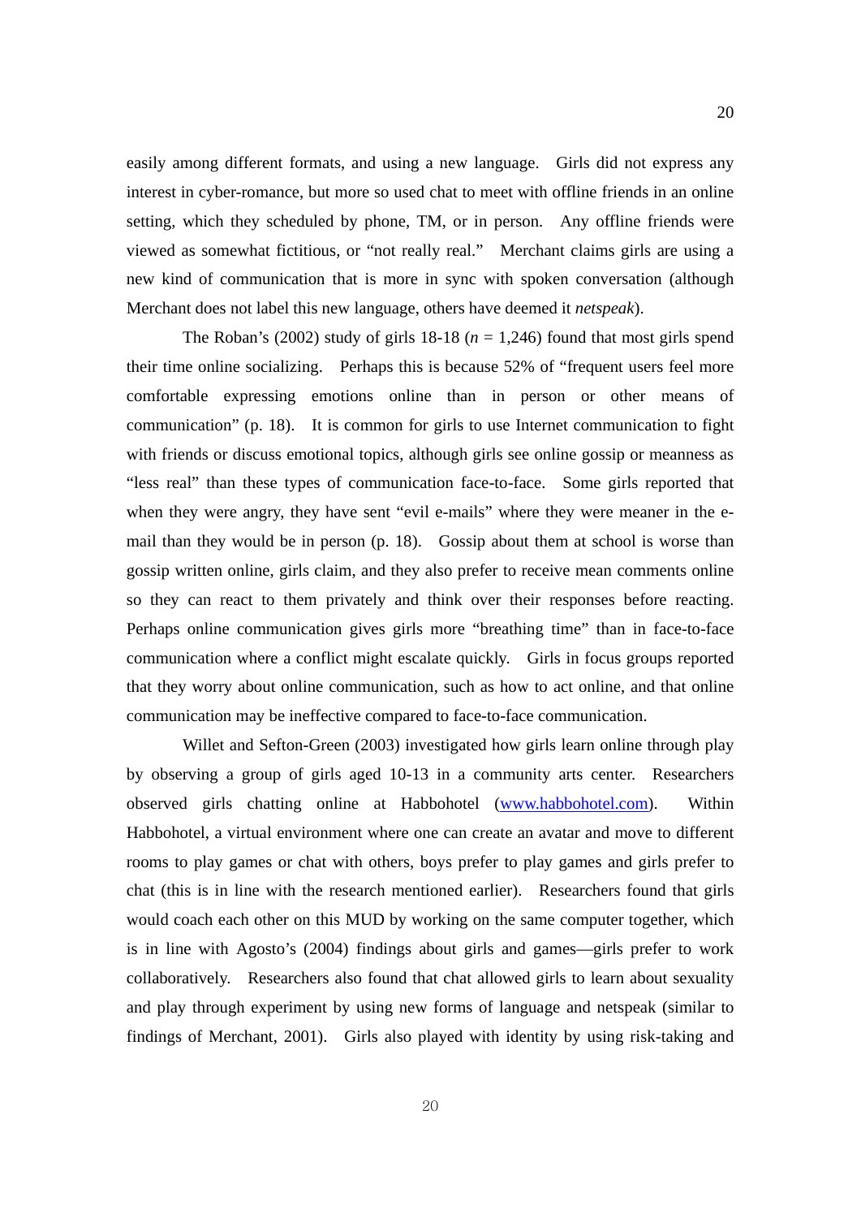easily among different formats, and using a new language. Girls did not express any interest in cyber-romance, but more so used chat to meet with offline friends in an online setting, which they scheduled by phone, TM, or in person. Any offline friends were viewed as somewhat fictitious, or "not really real." Merchant claims girls are using a new kind of communication that is more in sync with spoken conversation (although Merchant does not label this new language, others have deemed it *netspeak*).

The Roban's (2002) study of girls 18-18 ($n$ = 1,246) found that most girls spend their time online socializing. Perhaps this is because 52% of "frequent users feel more comfortable expressing emotions online than in person or other means of communication" (p. 18). It is common for girls to use Internet communication to fight with friends or discuss emotional topics, although girls see online gossip or meanness as "less real" than these types of communication face-to-face. Some girls reported that when they were angry, they have sent "evil e-mails" where they were meaner in the e-mail than they would be in person (p. 18). Gossip about them at school is worse than gossip written online, girls claim, and they also prefer to receive mean comments online so they can react to them privately and think over their responses before reacting. Perhaps online communication gives girls more "breathing time" than in face-to-face communication where a conflict might escalate quickly. Girls in focus groups reported that they worry about online communication, such as how to act online, and that online communication may be ineffective compared to face-to-face communication.

Willet and Sefton-Green (2003) investigated how girls learn online through play by observing a group of girls aged 10-13 in a community arts center. Researchers observed girls chatting online at Habbohotel (www.habbohotel.com). Within Habbohotel, a virtual environment where one can create an avatar and move to different rooms to play games or chat with others, boys prefer to play games and girls prefer to chat (this is in line with the research mentioned earlier). Researchers found that girls would coach each other on this MUD by working on the same computer together, which is in line with Agosto's (2004) findings about girls and games—girls prefer to work collaboratively. Researchers also found that chat allowed girls to learn about sexuality and play through experiment by using new forms of language and netspeak (similar to findings of Merchant, 2001). Girls also played with identity by using risk-taking and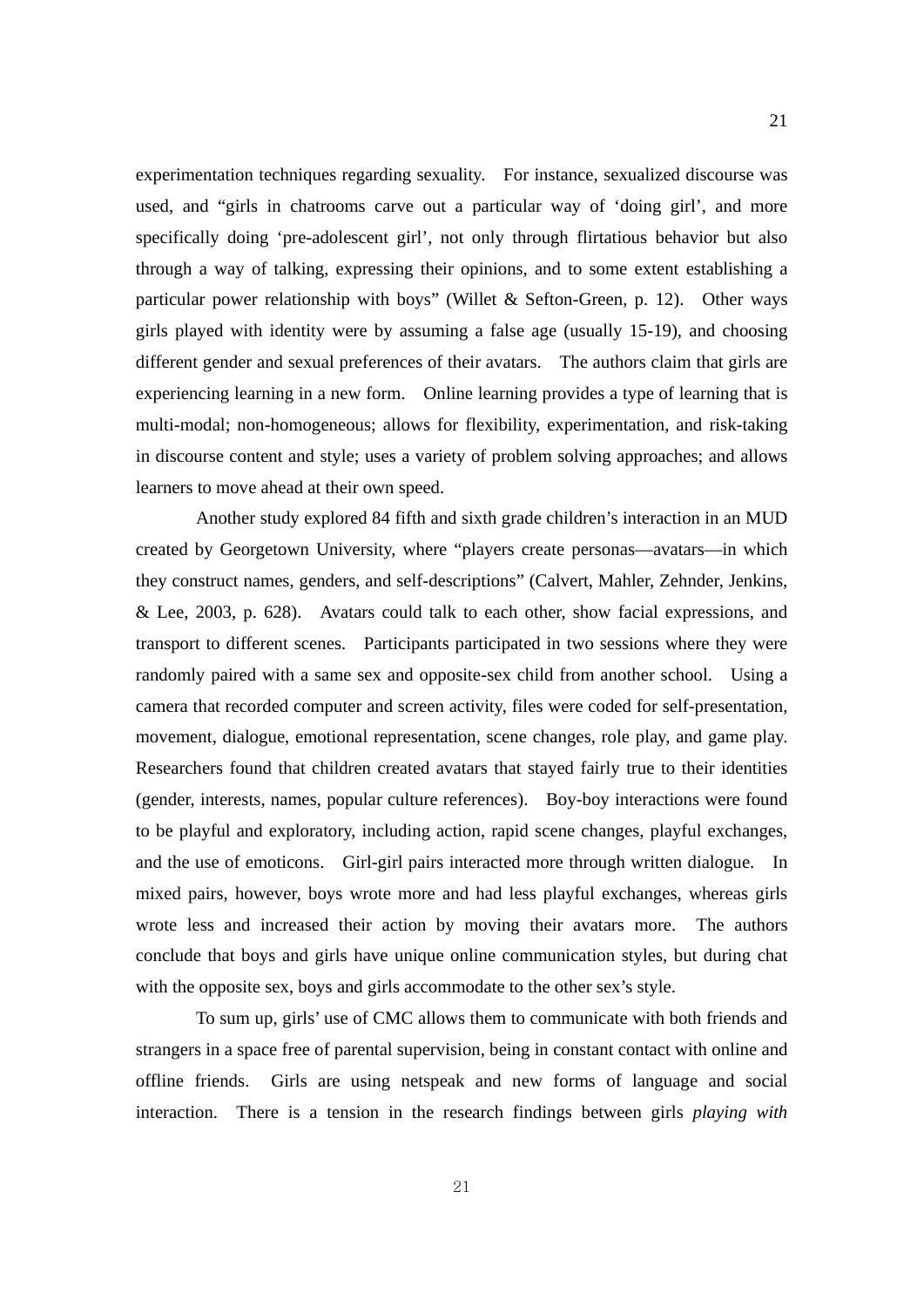experimentation techniques regarding sexuality. For instance, sexualized discourse was used, and "girls in chatrooms carve out a particular way of 'doing girl', and more specifically doing 'pre-adolescent girl', not only through flirtatious behavior but also through a way of talking, expressing their opinions, and to some extent establishing a particular power relationship with boys" (Willet & Sefton-Green, p. 12). Other ways girls played with identity were by assuming a false age (usually 15-19), and choosing different gender and sexual preferences of their avatars. The authors claim that girls are experiencing learning in a new form. Online learning provides a type of learning that is multi-modal; non-homogeneous; allows for flexibility, experimentation, and risk-taking in discourse content and style; uses a variety of problem solving approaches; and allows learners to move ahead at their own speed.

Another study explored 84 fifth and sixth grade children's interaction in an MUD created by Georgetown University, where "players create personas—avatars—in which they construct names, genders, and self-descriptions" (Calvert, Mahler, Zehnder, Jenkins, & Lee, 2003, p. 628). Avatars could talk to each other, show facial expressions, and transport to different scenes. Participants participated in two sessions where they were randomly paired with a same sex and opposite-sex child from another school. Using a camera that recorded computer and screen activity, files were coded for self-presentation, movement, dialogue, emotional representation, scene changes, role play, and game play. Researchers found that children created avatars that stayed fairly true to their identities (gender, interests, names, popular culture references). Boy-boy interactions were found to be playful and exploratory, including action, rapid scene changes, playful exchanges, and the use of emoticons. Girl-girl pairs interacted more through written dialogue. In mixed pairs, however, boys wrote more and had less playful exchanges, whereas girls wrote less and increased their action by moving their avatars more. The authors conclude that boys and girls have unique online communication styles, but during chat with the opposite sex, boys and girls accommodate to the other sex's style.

To sum up, girls' use of CMC allows them to communicate with both friends and strangers in a space free of parental supervision, being in constant contact with online and offline friends. Girls are using netspeak and new forms of language and social interaction. There is a tension in the research findings between girls *playing with*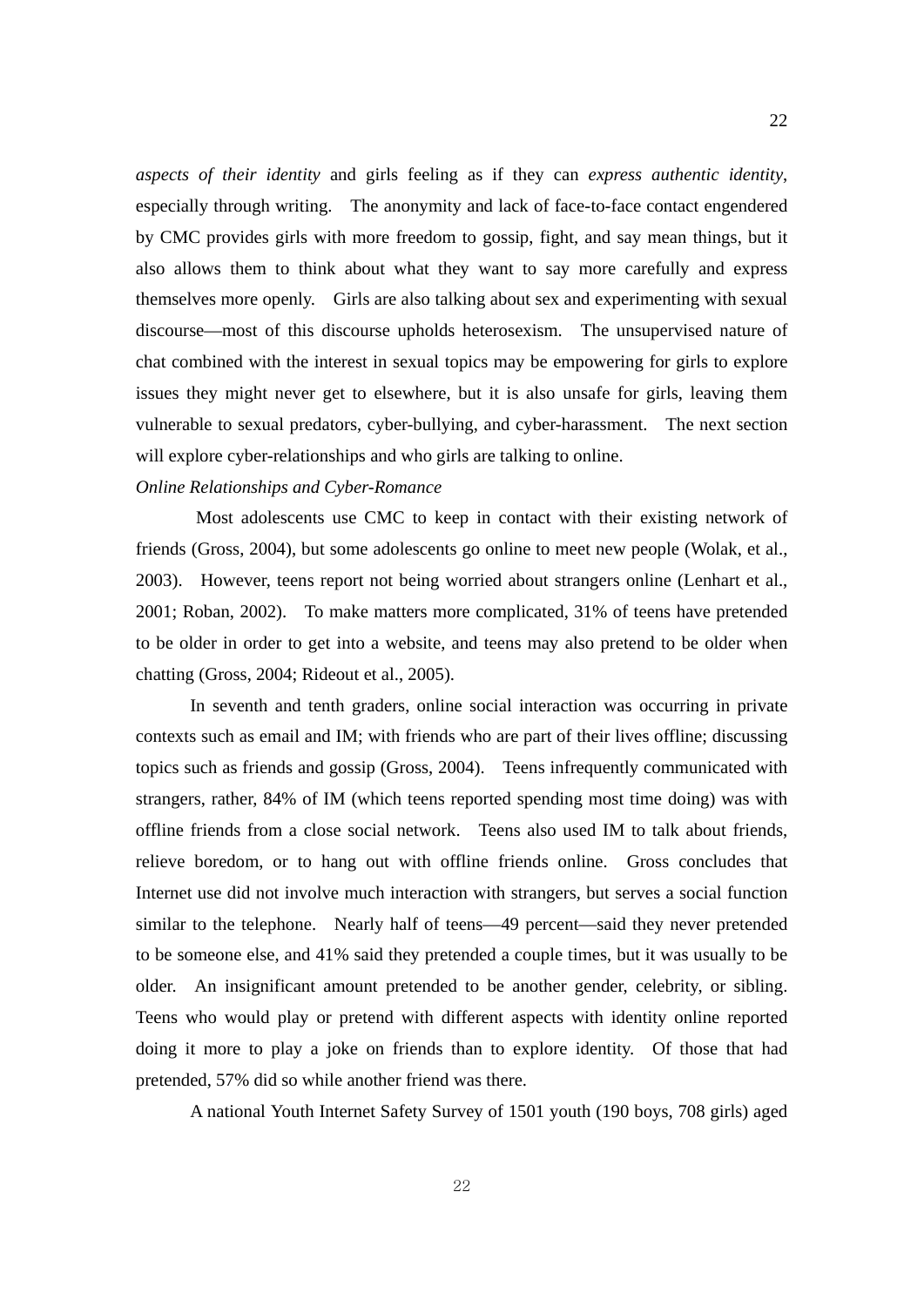*aspects of their identity* and girls feeling as if they can *express authentic identity*, especially through writing. The anonymity and lack of face-to-face contact engendered by CMC provides girls with more freedom to gossip, fight, and say mean things, but it also allows them to think about what they want to say more carefully and express themselves more openly. Girls are also talking about sex and experimenting with sexual discourse—most of this discourse upholds heterosexism. The unsupervised nature of chat combined with the interest in sexual topics may be empowering for girls to explore issues they might never get to elsewhere, but it is also unsafe for girls, leaving them vulnerable to sexual predators, cyber-bullying, and cyber-harassment. The next section will explore cyber-relationships and who girls are talking to online.

*Online Relationships and Cyber-Romance*

Most adolescents use CMC to keep in contact with their existing network of friends (Gross, 2004), but some adolescents go online to meet new people (Wolak, et al., 2003). However, teens report not being worried about strangers online (Lenhart et al., 2001; Roban, 2002). To make matters more complicated, 31% of teens have pretended to be older in order to get into a website, and teens may also pretend to be older when chatting (Gross, 2004; Rideout et al., 2005).

In seventh and tenth graders, online social interaction was occurring in private contexts such as email and IM; with friends who are part of their lives offline; discussing topics such as friends and gossip (Gross, 2004). Teens infrequently communicated with strangers, rather, 84% of IM (which teens reported spending most time doing) was with offline friends from a close social network. Teens also used IM to talk about friends, relieve boredom, or to hang out with offline friends online. Gross concludes that Internet use did not involve much interaction with strangers, but serves a social function similar to the telephone. Nearly half of teens—49 percent—said they never pretended to be someone else, and 41% said they pretended a couple times, but it was usually to be older. An insignificant amount pretended to be another gender, celebrity, or sibling. Teens who would play or pretend with different aspects with identity online reported doing it more to play a joke on friends than to explore identity. Of those that had pretended, 57% did so while another friend was there.

A national Youth Internet Safety Survey of 1501 youth (190 boys, 708 girls) aged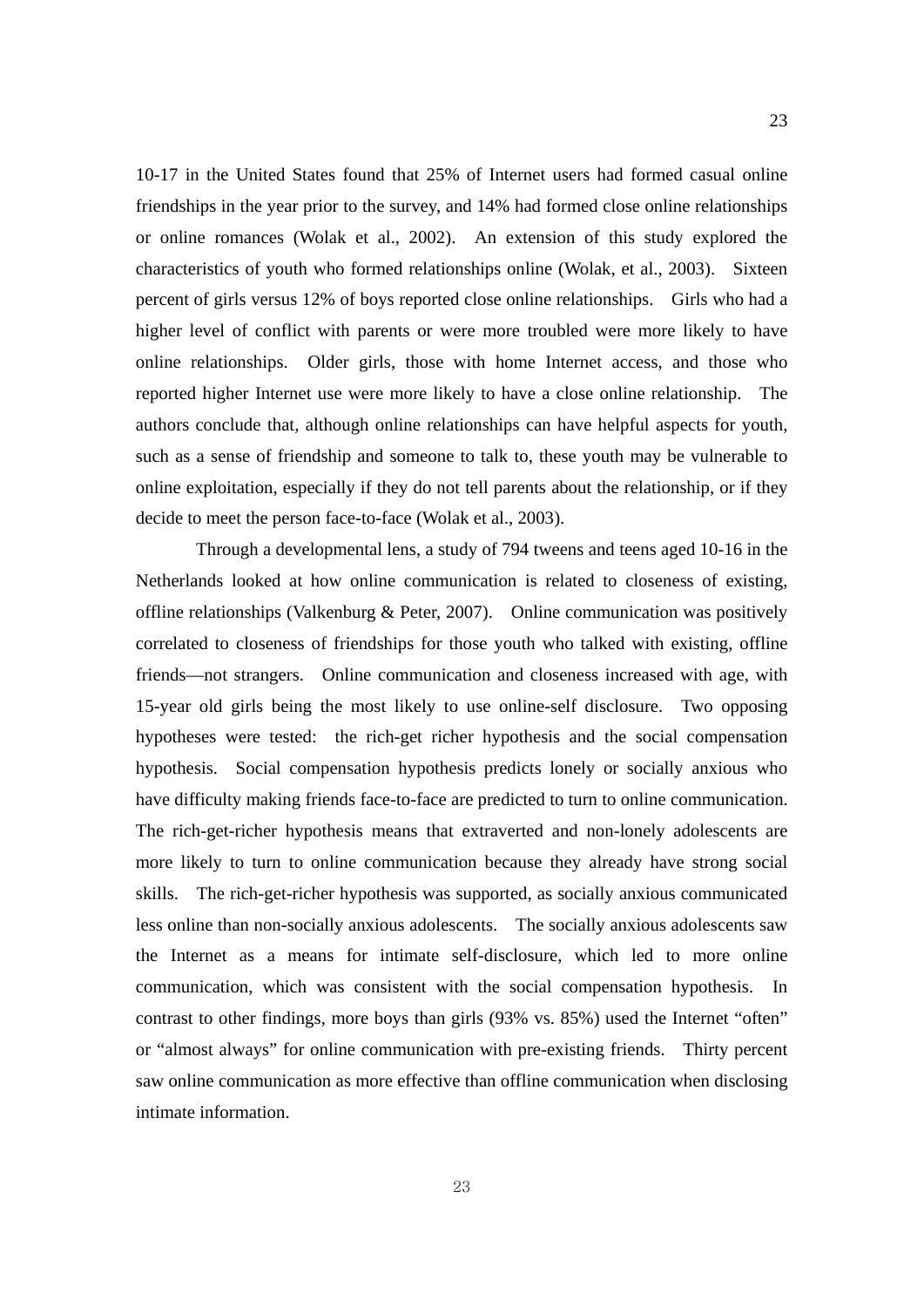10-17 in the United States found that 25% of Internet users had formed casual online friendships in the year prior to the survey, and 14% had formed close online relationships or online romances (Wolak et al., 2002). An extension of this study explored the characteristics of youth who formed relationships online (Wolak, et al., 2003). Sixteen percent of girls versus 12% of boys reported close online relationships. Girls who had a higher level of conflict with parents or were more troubled were more likely to have online relationships. Older girls, those with home Internet access, and those who reported higher Internet use were more likely to have a close online relationship. The authors conclude that, although online relationships can have helpful aspects for youth, such as a sense of friendship and someone to talk to, these youth may be vulnerable to online exploitation, especially if they do not tell parents about the relationship, or if they decide to meet the person face-to-face (Wolak et al., 2003).

Through a developmental lens, a study of 794 tweens and teens aged 10-16 in the Netherlands looked at how online communication is related to closeness of existing, offline relationships (Valkenburg & Peter, 2007). Online communication was positively correlated to closeness of friendships for those youth who talked with existing, offline friends—not strangers. Online communication and closeness increased with age, with 15-year old girls being the most likely to use online-self disclosure. Two opposing hypotheses were tested: the rich-get richer hypothesis and the social compensation hypothesis. Social compensation hypothesis predicts lonely or socially anxious who have difficulty making friends face-to-face are predicted to turn to online communication. The rich-get-richer hypothesis means that extraverted and non-lonely adolescents are more likely to turn to online communication because they already have strong social skills. The rich-get-richer hypothesis was supported, as socially anxious communicated less online than non-socially anxious adolescents. The socially anxious adolescents saw the Internet as a means for intimate self-disclosure, which led to more online communication, which was consistent with the social compensation hypothesis. In contrast to other findings, more boys than girls (93% vs. 85%) used the Internet "often" or "almost always" for online communication with pre-existing friends. Thirty percent saw online communication as more effective than offline communication when disclosing intimate information.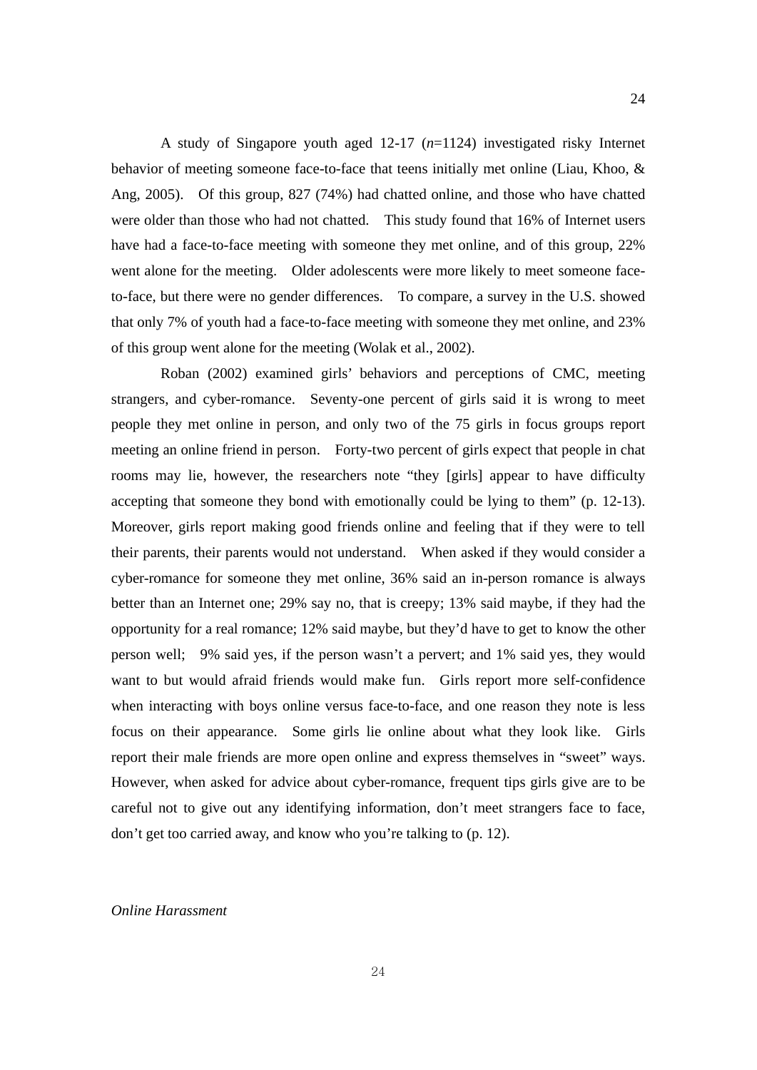A study of Singapore youth aged 12-17 (*n*=1124) investigated risky Internet behavior of meeting someone face-to-face that teens initially met online (Liau, Khoo, & Ang, 2005). Of this group, 827 (74%) had chatted online, and those who have chatted were older than those who had not chatted. This study found that 16% of Internet users have had a face-to-face meeting with someone they met online, and of this group, 22% went alone for the meeting. Older adolescents were more likely to meet someone face-to-face, but there were no gender differences. To compare, a survey in the U.S. showed that only 7% of youth had a face-to-face meeting with someone they met online, and 23% of this group went alone for the meeting (Wolak et al., 2002).

Roban (2002) examined girls' behaviors and perceptions of CMC, meeting strangers, and cyber-romance. Seventy-one percent of girls said it is wrong to meet people they met online in person, and only two of the 75 girls in focus groups report meeting an online friend in person. Forty-two percent of girls expect that people in chat rooms may lie, however, the researchers note "they [girls] appear to have difficulty accepting that someone they bond with emotionally could be lying to them" (p. 12-13). Moreover, girls report making good friends online and feeling that if they were to tell their parents, their parents would not understand. When asked if they would consider a cyber-romance for someone they met online, 36% said an in-person romance is always better than an Internet one; 29% say no, that is creepy; 13% said maybe, if they had the opportunity for a real romance; 12% said maybe, but they'd have to get to know the other person well; 9% said yes, if the person wasn't a pervert; and 1% said yes, they would want to but would afraid friends would make fun. Girls report more self-confidence when interacting with boys online versus face-to-face, and one reason they note is less focus on their appearance. Some girls lie online about what they look like. Girls report their male friends are more open online and express themselves in "sweet" ways. However, when asked for advice about cyber-romance, frequent tips girls give are to be careful not to give out any identifying information, don't meet strangers face to face, don't get too carried away, and know who you're talking to (p. 12).

*Online Harassment*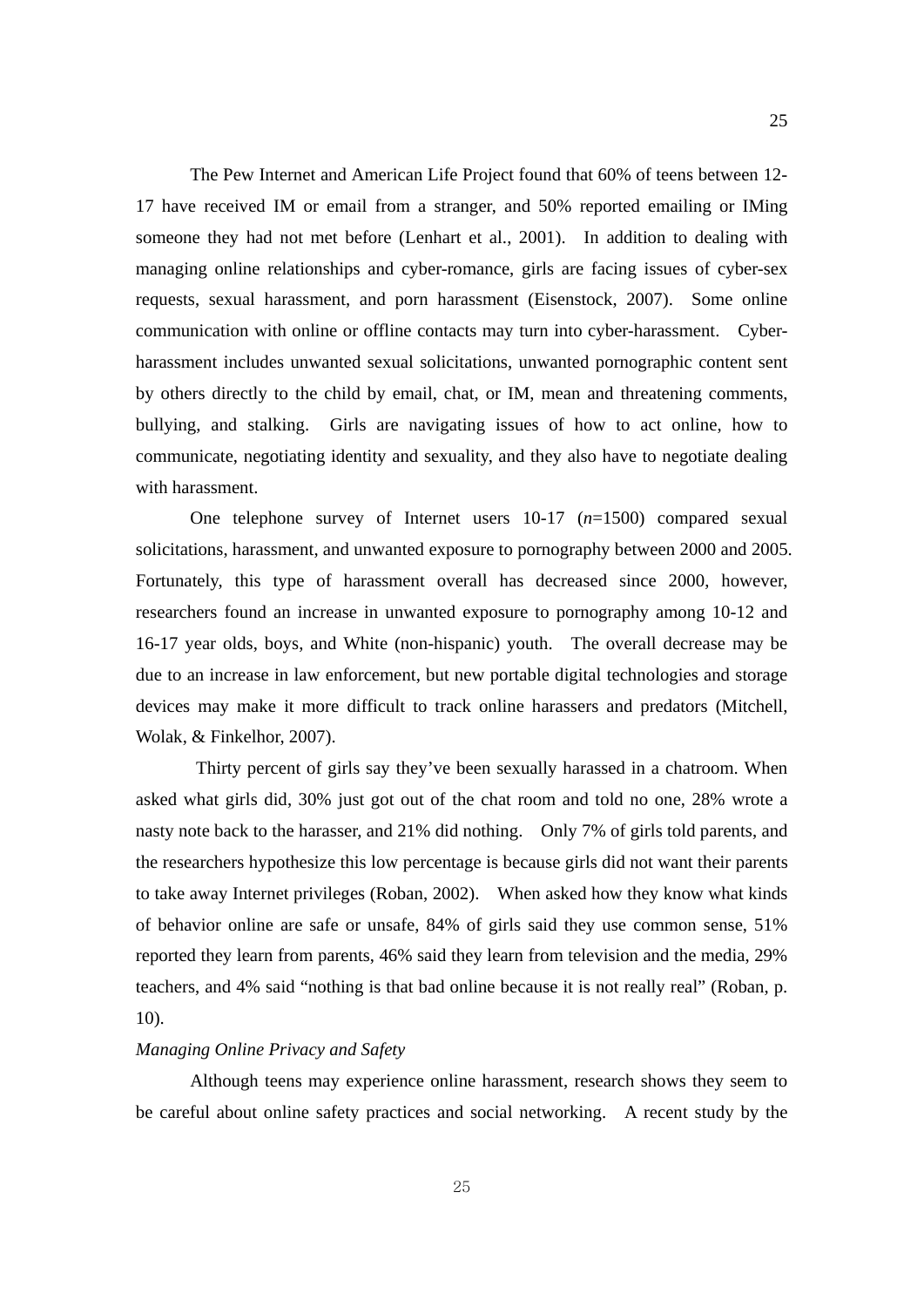The Pew Internet and American Life Project found that 60% of teens between 12-17 have received IM or email from a stranger, and 50% reported emailing or IMing someone they had not met before (Lenhart et al., 2001). In addition to dealing with managing online relationships and cyber-romance, girls are facing issues of cyber-sex requests, sexual harassment, and porn harassment (Eisenstock, 2007). Some online communication with online or offline contacts may turn into cyber-harassment. Cyber-harassment includes unwanted sexual solicitations, unwanted pornographic content sent by others directly to the child by email, chat, or IM, mean and threatening comments, bullying, and stalking. Girls are navigating issues of how to act online, how to communicate, negotiating identity and sexuality, and they also have to negotiate dealing with harassment.

One telephone survey of Internet users 10-17 ($n$=1500) compared sexual solicitations, harassment, and unwanted exposure to pornography between 2000 and 2005. Fortunately, this type of harassment overall has decreased since 2000, however, researchers found an increase in unwanted exposure to pornography among 10-12 and 16-17 year olds, boys, and White (non-hispanic) youth. The overall decrease may be due to an increase in law enforcement, but new portable digital technologies and storage devices may make it more difficult to track online harassers and predators (Mitchell, Wolak, & Finkelhor, 2007).

Thirty percent of girls say they've been sexually harassed in a chatroom. When asked what girls did, 30% just got out of the chat room and told no one, 28% wrote a nasty note back to the harasser, and 21% did nothing. Only 7% of girls told parents, and the researchers hypothesize this low percentage is because girls did not want their parents to take away Internet privileges (Roban, 2002). When asked how they know what kinds of behavior online are safe or unsafe, 84% of girls said they use common sense, 51% reported they learn from parents, 46% said they learn from television and the media, 29% teachers, and 4% said "nothing is that bad online because it is not really real" (Roban, p. 10).

*Managing Online Privacy and Safety*

Although teens may experience online harassment, research shows they seem to be careful about online safety practices and social networking. A recent study by the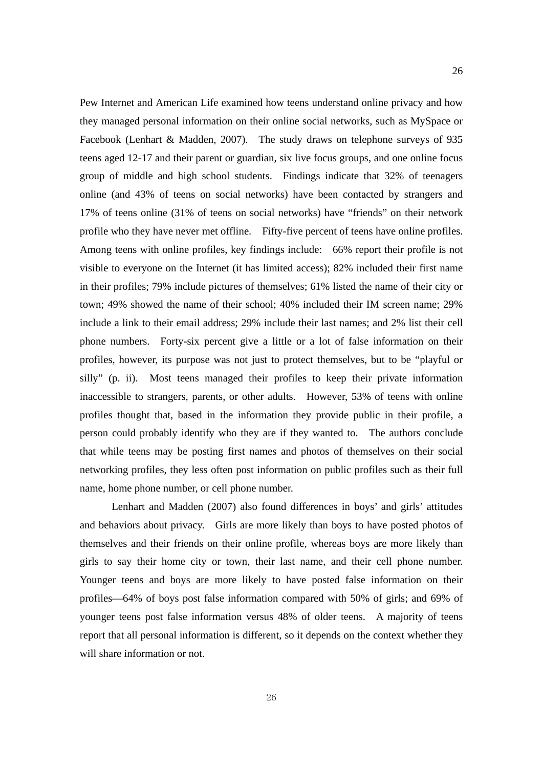Pew Internet and American Life examined how teens understand online privacy and how they managed personal information on their online social networks, such as MySpace or Facebook (Lenhart & Madden, 2007). The study draws on telephone surveys of 935 teens aged 12-17 and their parent or guardian, six live focus groups, and one online focus group of middle and high school students. Findings indicate that 32% of teenagers online (and 43% of teens on social networks) have been contacted by strangers and 17% of teens online (31% of teens on social networks) have "friends" on their network profile who they have never met offline. Fifty-five percent of teens have online profiles. Among teens with online profiles, key findings include: 66% report their profile is not visible to everyone on the Internet (it has limited access); 82% included their first name in their profiles; 79% include pictures of themselves; 61% listed the name of their city or town; 49% showed the name of their school; 40% included their IM screen name; 29% include a link to their email address; 29% include their last names; and 2% list their cell phone numbers. Forty-six percent give a little or a lot of false information on their profiles, however, its purpose was not just to protect themselves, but to be "playful or silly" (p. ii). Most teens managed their profiles to keep their private information inaccessible to strangers, parents, or other adults. However, 53% of teens with online profiles thought that, based in the information they provide public in their profile, a person could probably identify who they are if they wanted to. The authors conclude that while teens may be posting first names and photos of themselves on their social networking profiles, they less often post information on public profiles such as their full name, home phone number, or cell phone number.

Lenhart and Madden (2007) also found differences in boys' and girls' attitudes and behaviors about privacy. Girls are more likely than boys to have posted photos of themselves and their friends on their online profile, whereas boys are more likely than girls to say their home city or town, their last name, and their cell phone number. Younger teens and boys are more likely to have posted false information on their profiles—64% of boys post false information compared with 50% of girls; and 69% of younger teens post false information versus 48% of older teens. A majority of teens report that all personal information is different, so it depends on the context whether they will share information or not.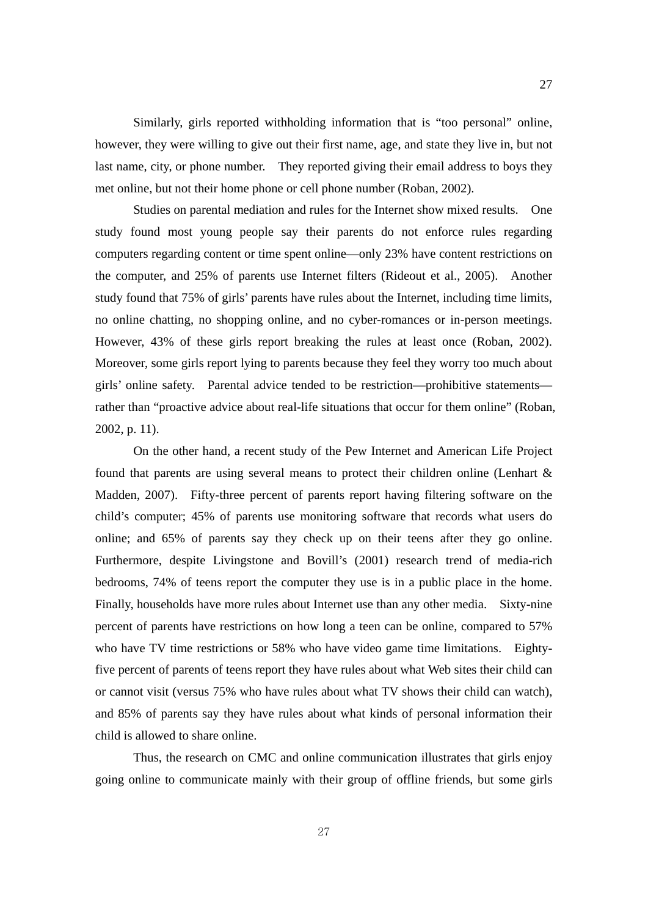Similarly, girls reported withholding information that is "too personal" online, however, they were willing to give out their first name, age, and state they live in, but not last name, city, or phone number. They reported giving their email address to boys they met online, but not their home phone or cell phone number (Roban, 2002).

Studies on parental mediation and rules for the Internet show mixed results. One study found most young people say their parents do not enforce rules regarding computers regarding content or time spent online—only 23% have content restrictions on the computer, and 25% of parents use Internet filters (Rideout et al., 2005). Another study found that 75% of girls' parents have rules about the Internet, including time limits, no online chatting, no shopping online, and no cyber-romances or in-person meetings. However, 43% of these girls report breaking the rules at least once (Roban, 2002). Moreover, some girls report lying to parents because they feel they worry too much about girls' online safety. Parental advice tended to be restriction—prohibitive statements—rather than "proactive advice about real-life situations that occur for them online" (Roban, 2002, p. 11).

On the other hand, a recent study of the Pew Internet and American Life Project found that parents are using several means to protect their children online (Lenhart & Madden, 2007). Fifty-three percent of parents report having filtering software on the child's computer; 45% of parents use monitoring software that records what users do online; and 65% of parents say they check up on their teens after they go online. Furthermore, despite Livingstone and Bovill's (2001) research trend of media-rich bedrooms, 74% of teens report the computer they use is in a public place in the home. Finally, households have more rules about Internet use than any other media. Sixty-nine percent of parents have restrictions on how long a teen can be online, compared to 57% who have TV time restrictions or 58% who have video game time limitations. Eighty-five percent of parents of teens report they have rules about what Web sites their child can or cannot visit (versus 75% who have rules about what TV shows their child can watch), and 85% of parents say they have rules about what kinds of personal information their child is allowed to share online.

Thus, the research on CMC and online communication illustrates that girls enjoy going online to communicate mainly with their group of offline friends, but some girls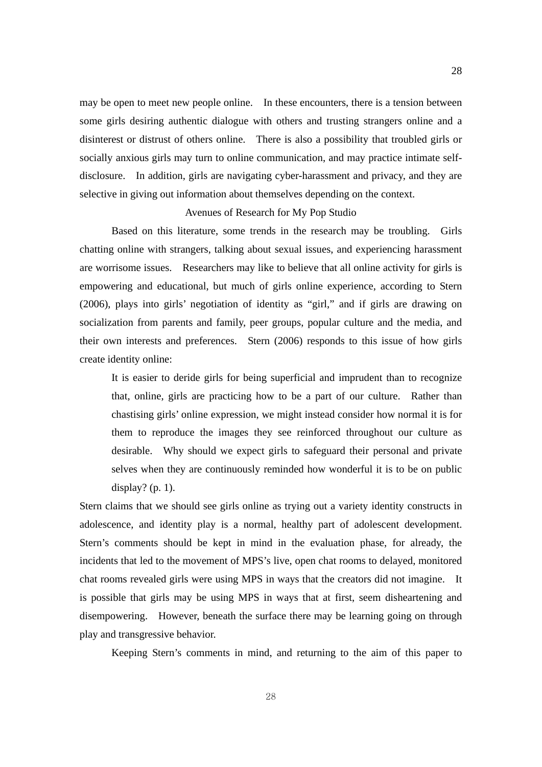may be open to meet new people online. In these encounters, there is a tension between some girls desiring authentic dialogue with others and trusting strangers online and a disinterest or distrust of others online. There is also a possibility that troubled girls or socially anxious girls may turn to online communication, and may practice intimate self-disclosure. In addition, girls are navigating cyber-harassment and privacy, and they are selective in giving out information about themselves depending on the context.

## Avenues of Research for My Pop Studio

Based on this literature, some trends in the research may be troubling. Girls chatting online with strangers, talking about sexual issues, and experiencing harassment are worrisome issues. Researchers may like to believe that all online activity for girls is empowering and educational, but much of girls online experience, according to Stern (2006), plays into girls' negotiation of identity as "girl," and if girls are drawing on socialization from parents and family, peer groups, popular culture and the media, and their own interests and preferences. Stern (2006) responds to this issue of how girls create identity online:

> It is easier to deride girls for being superficial and imprudent than to recognize that, online, girls are practicing how to be a part of our culture. Rather than chastising girls' online expression, we might instead consider how normal it is for them to reproduce the images they see reinforced throughout our culture as desirable. Why should we expect girls to safeguard their personal and private selves when they are continuously reminded how wonderful it is to be on public display? (p. 1).

Stern claims that we should see girls online as trying out a variety identity constructs in adolescence, and identity play is a normal, healthy part of adolescent development. Stern's comments should be kept in mind in the evaluation phase, for already, the incidents that led to the movement of MPS's live, open chat rooms to delayed, monitored chat rooms revealed girls were using MPS in ways that the creators did not imagine. It is possible that girls may be using MPS in ways that at first, seem disheartening and disempowering. However, beneath the surface there may be learning going on through play and transgressive behavior.

Keeping Stern's comments in mind, and returning to the aim of this paper to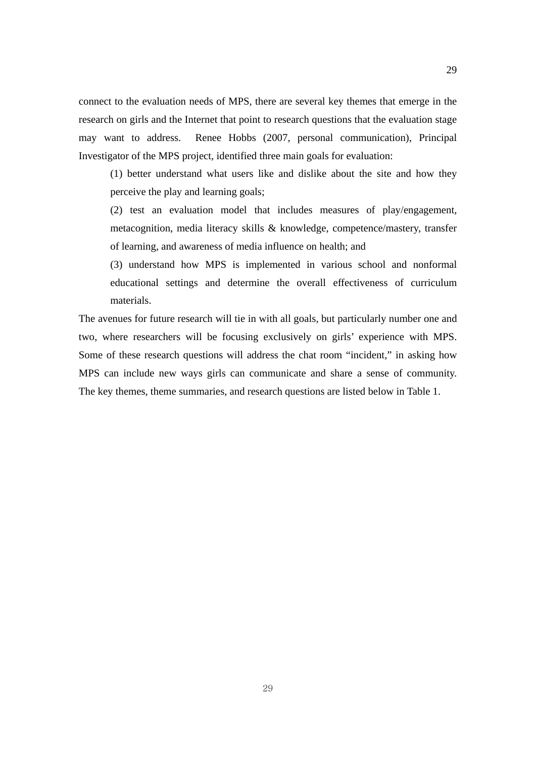connect to the evaluation needs of MPS, there are several key themes that emerge in the research on girls and the Internet that point to research questions that the evaluation stage may want to address. Renee Hobbs (2007, personal communication), Principal Investigator of the MPS project, identified three main goals for evaluation:

> (1) better understand what users like and dislike about the site and how they perceive the play and learning goals;
>
> (2) test an evaluation model that includes measures of play/engagement, metacognition, media literacy skills & knowledge, competence/mastery, transfer of learning, and awareness of media influence on health; and
>
> (3) understand how MPS is implemented in various school and nonformal educational settings and determine the overall effectiveness of curriculum materials.

The avenues for future research will tie in with all goals, but particularly number one and two, where researchers will be focusing exclusively on girls' experience with MPS. Some of these research questions will address the chat room "incident," in asking how MPS can include new ways girls can communicate and share a sense of community. The key themes, theme summaries, and research questions are listed below in Table 1.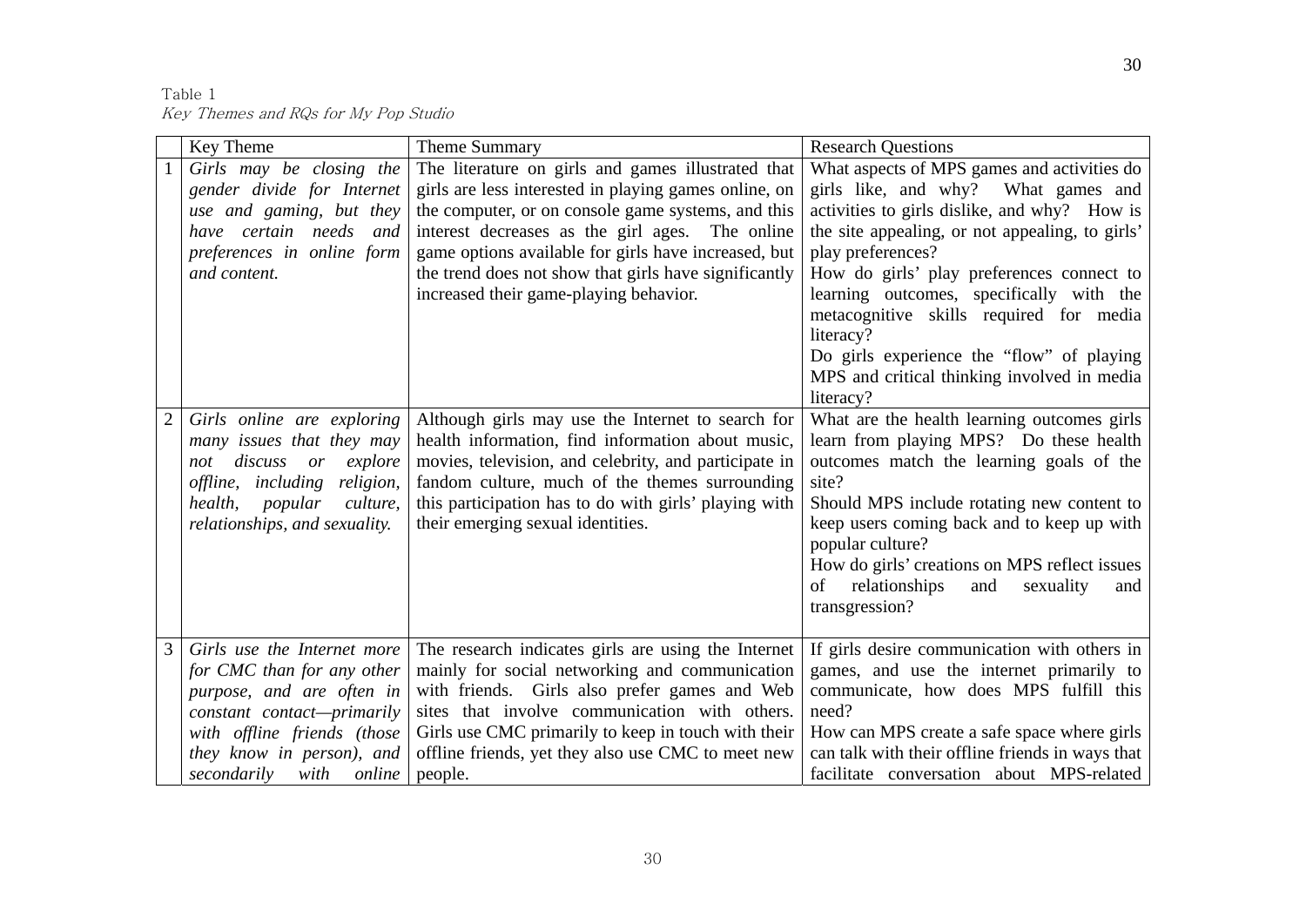Table 1
*Key Themes and RQs for My Pop Studio*

| | Key Theme | Theme Summary | Research Questions |
|---|---|---|---|
| 1 | *Girls may be closing the gender divide for Internet use and gaming, but they have certain needs and preferences in online form and content.* | The literature on girls and games illustrated that girls are less interested in playing games online, on the computer, or on console game systems, and this interest decreases as the girl ages. The online game options available for girls have increased, but the trend does not show that girls have significantly increased their game-playing behavior. | What aspects of MPS games and activities do girls like, and why? What games and activities to girls dislike, and why? How is the site appealing, or not appealing, to girls' play preferences? How do girls' play preferences connect to learning outcomes, specifically with the metacognitive skills required for media literacy? Do girls experience the "flow" of playing MPS and critical thinking involved in media literacy? |
| 2 | *Girls online are exploring many issues that they may not discuss or explore offline, including religion, health, popular culture, relationships, and sexuality.* | Although girls may use the Internet to search for health information, find information about music, movies, television, and celebrity, and participate in fandom culture, much of the themes surrounding this participation has to do with girls' playing with their emerging sexual identities. | What are the health learning outcomes girls learn from playing MPS? Do these health outcomes match the learning goals of the site? Should MPS include rotating new content to keep users coming back and to keep up with popular culture? How do girls' creations on MPS reflect issues of relationships and sexuality and transgression? |
| 3 | *Girls use the Internet more for CMC than for any other purpose, and are often in constant contact—primarily with offline friends (those they know in person), and secondarily with online* | The research indicates girls are using the Internet mainly for social networking and communication with friends. Girls also prefer games and Web sites that involve communication with others. Girls use CMC primarily to keep in touch with their offline friends, yet they also use CMC to meet new people. | If girls desire communication with others in games, and use the internet primarily to communicate, how does MPS fulfill this need? How can MPS create a safe space where girls can talk with their offline friends in ways that facilitate conversation about MPS-related |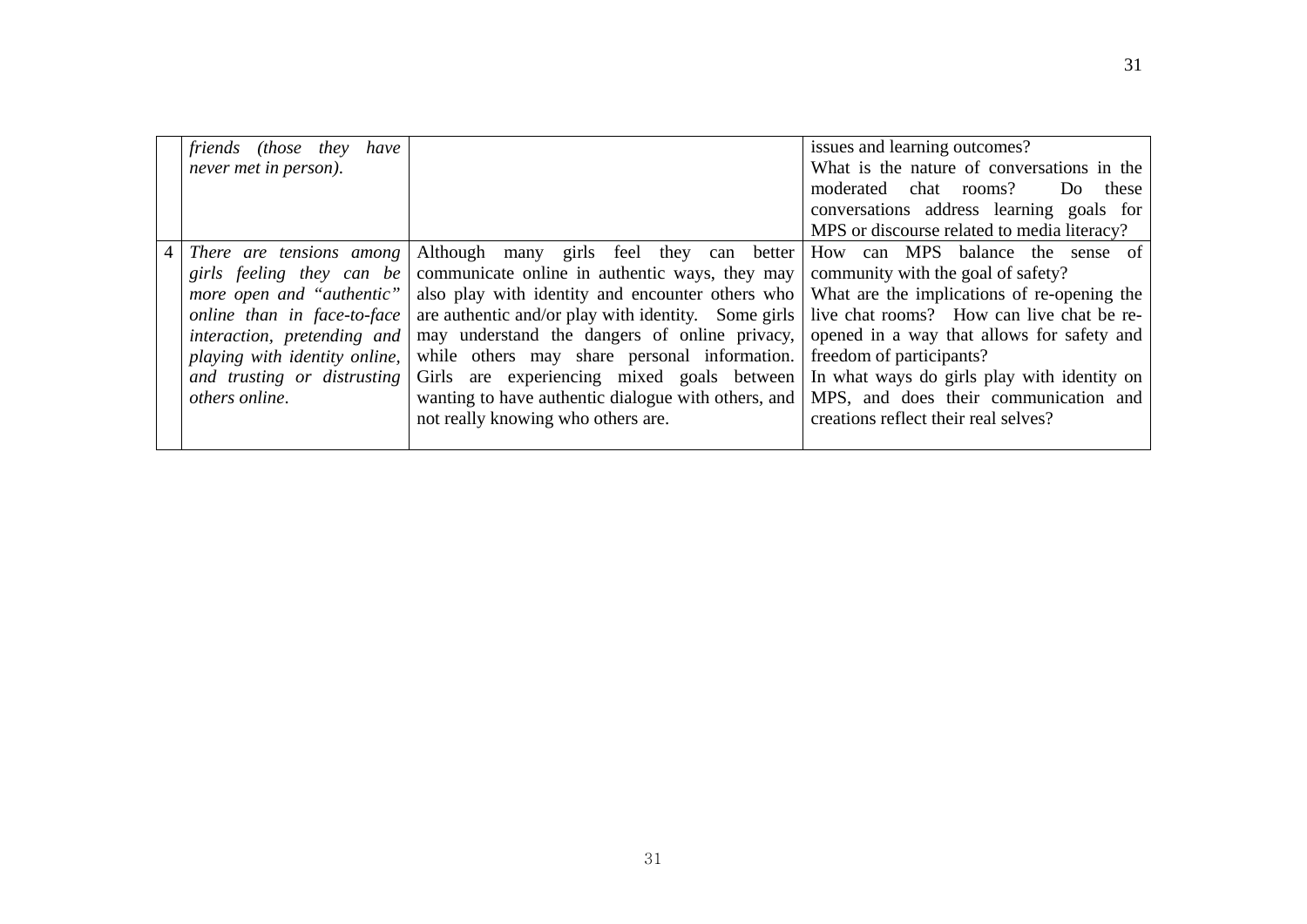| | | | |
|---|---|---|---|
| | *friends (those they have never met in person).* | | issues and learning outcomes? What is the nature of conversations in the moderated chat rooms? Do these conversations address learning goals for MPS or discourse related to media literacy? |
| 4 | *There are tensions among girls feeling they can be more open and "authentic" online than in face-to-face interaction, pretending and playing with identity online, and trusting or distrusting others online.* | Although many girls feel they can better communicate online in authentic ways, they may also play with identity and encounter others who are authentic and/or play with identity. Some girls may understand the dangers of online privacy, while others may share personal information. Girls are experiencing mixed goals between wanting to have authentic dialogue with others, and not really knowing who others are. | How can MPS balance the sense of community with the goal of safety? What are the implications of re-opening the live chat rooms? How can live chat be re-opened in a way that allows for safety and freedom of participants? In what ways do girls play with identity on MPS, and does their communication and creations reflect their real selves? |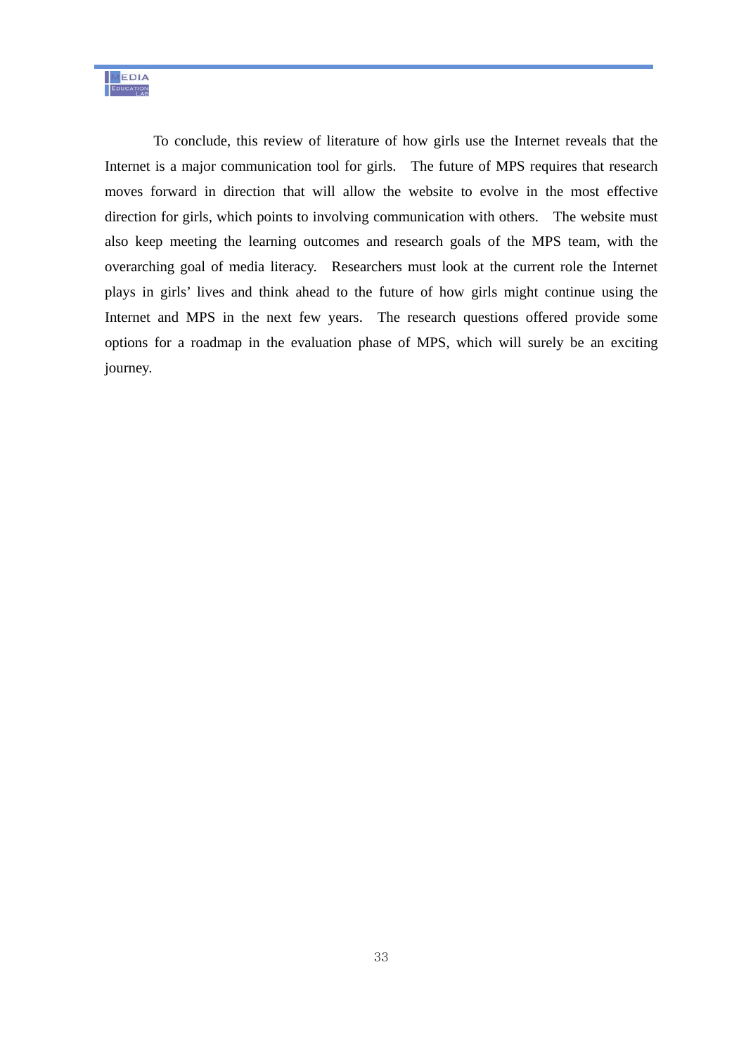To conclude, this review of literature of how girls use the Internet reveals that the Internet is a major communication tool for girls. The future of MPS requires that research moves forward in direction that will allow the website to evolve in the most effective direction for girls, which points to involving communication with others. The website must also keep meeting the learning outcomes and research goals of the MPS team, with the overarching goal of media literacy. Researchers must look at the current role the Internet plays in girls' lives and think ahead to the future of how girls might continue using the Internet and MPS in the next few years. The research questions offered provide some options for a roadmap in the evaluation phase of MPS, which will surely be an exciting journey.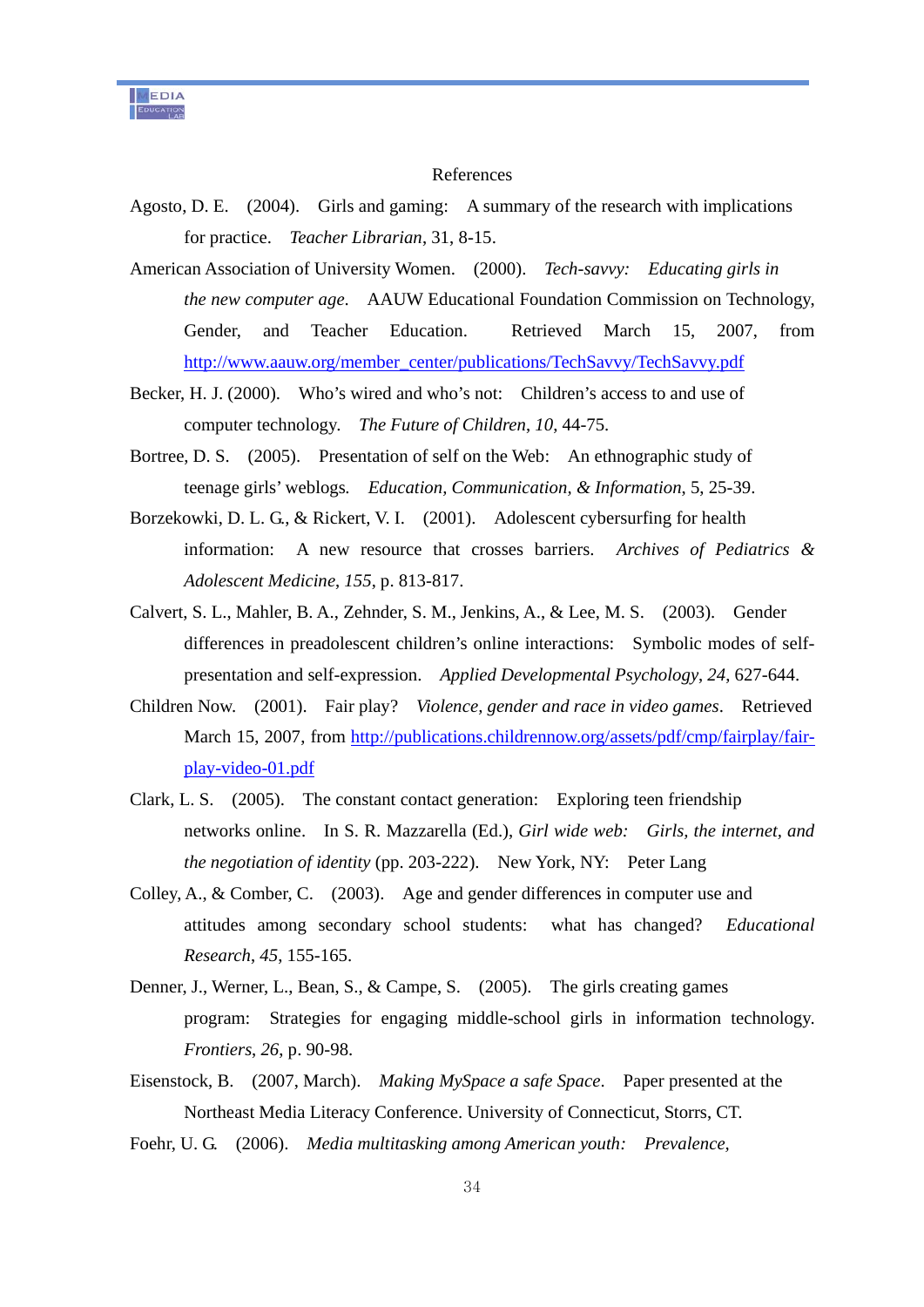References

Agosto, D. E. (2004). Girls and gaming: A summary of the research with implications for practice. *Teacher Librarian*, 31, 8-15.

American Association of University Women. (2000). *Tech-savvy: Educating girls in the new computer age.* AAUW Educational Foundation Commission on Technology, Gender, and Teacher Education. Retrieved March 15, 2007, from http://www.aauw.org/member_center/publications/TechSavvy/TechSavvy.pdf

Becker, H. J. (2000). Who's wired and who's not: Children's access to and use of computer technology. *The Future of Children*, *10*, 44-75.

Bortree, D. S. (2005). Presentation of self on the Web: An ethnographic study of teenage girls' weblogs. *Education, Communication, & Information*, 5, 25-39.

Borzekowski, D. L. G., & Rickert, V. I. (2001). Adolescent cybersurfing for health information: A new resource that crosses barriers. *Archives of Pediatrics & Adolescent Medicine*, *155*, p. 813-817.

Calvert, S. L., Mahler, B. A., Zehnder, S. M., Jenkins, A., & Lee, M. S. (2003). Gender differences in preadolescent children's online interactions: Symbolic modes of self-presentation and self-expression. *Applied Developmental Psychology*, *24*, 627-644.

Children Now. (2001). Fair play? *Violence, gender and race in video games*. Retrieved March 15, 2007, from http://publications.childrennow.org/assets/pdf/cmp/fairplay/fair-play-video-01.pdf

Clark, L. S. (2005). The constant contact generation: Exploring teen friendship networks online. In S. R. Mazzarella (Ed.), *Girl wide web: Girls, the internet, and the negotiation of identity* (pp. 203-222). New York, NY: Peter Lang

Colley, A., & Comber, C. (2003). Age and gender differences in computer use and attitudes among secondary school students: what has changed? *Educational Research*, *45*, 155-165.

Denner, J., Werner, L., Bean, S., & Campe, S. (2005). The girls creating games program: Strategies for engaging middle-school girls in information technology. *Frontiers*, *26*, p. 90-98.

Eisenstock, B. (2007, March). *Making MySpace a safe Space*. Paper presented at the Northeast Media Literacy Conference. University of Connecticut, Storrs, CT.

Foehr, U. G. (2006). *Media multitasking among American youth: Prevalence,*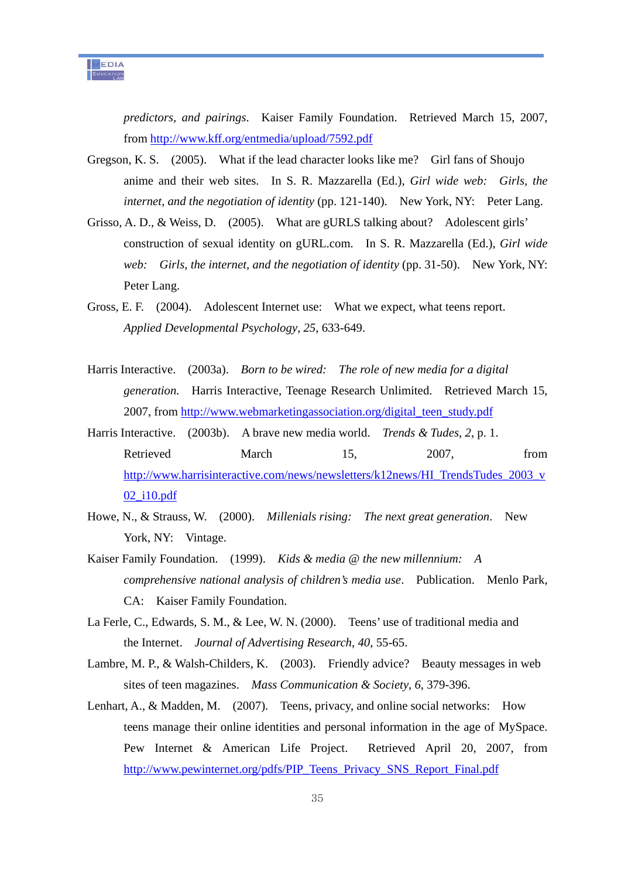*predictors, and pairings*. Kaiser Family Foundation. Retrieved March 15, 2007, from http://www.kff.org/entmedia/upload/7592.pdf

Gregson, K. S. (2005). What if the lead character looks like me? Girl fans of Shoujo anime and their web sites. In S. R. Mazzarella (Ed.), *Girl wide web: Girls, the internet, and the negotiation of identity* (pp. 121-140). New York, NY: Peter Lang.

Grisso, A. D., & Weiss, D. (2005). What are gURLS talking about? Adolescent girls' construction of sexual identity on gURL.com. In S. R. Mazzarella (Ed.), *Girl wide web: Girls, the internet, and the negotiation of identity* (pp. 31-50). New York, NY: Peter Lang.

Gross, E. F. (2004). Adolescent Internet use: What we expect, what teens report. *Applied Developmental Psychology*, *25*, 633-649.

Harris Interactive. (2003a). *Born to be wired: The role of new media for a digital generation.* Harris Interactive, Teenage Research Unlimited. Retrieved March 15, 2007, from http://www.webmarketingassociation.org/digital_teen_study.pdf

Harris Interactive. (2003b). A brave new media world. *Trends & Tudes*, *2*, p. 1. Retrieved March 15, 2007, from http://www.harrisinteractive.com/news/newsletters/k12news/HI_TrendsTudes_2003_v02_i10.pdf

Howe, N., & Strauss, W. (2000). *Millenials rising: The next great generation*. New York, NY: Vintage.

Kaiser Family Foundation. (1999). *Kids & media @ the new millennium: A comprehensive national analysis of children's media use*. Publication. Menlo Park, CA: Kaiser Family Foundation.

La Ferle, C., Edwards, S. M., & Lee, W. N. (2000). Teens' use of traditional media and the Internet. *Journal of Advertising Research*, *40*, 55-65.

Lambre, M. P., & Walsh-Childers, K. (2003). Friendly advice? Beauty messages in web sites of teen magazines. *Mass Communication & Society*, *6*, 379-396.

Lenhart, A., & Madden, M. (2007). Teens, privacy, and online social networks: How teens manage their online identities and personal information in the age of MySpace. Pew Internet & American Life Project. Retrieved April 20, 2007, from http://www.pewinternet.org/pdfs/PIP_Teens_Privacy_SNS_Report_Final.pdf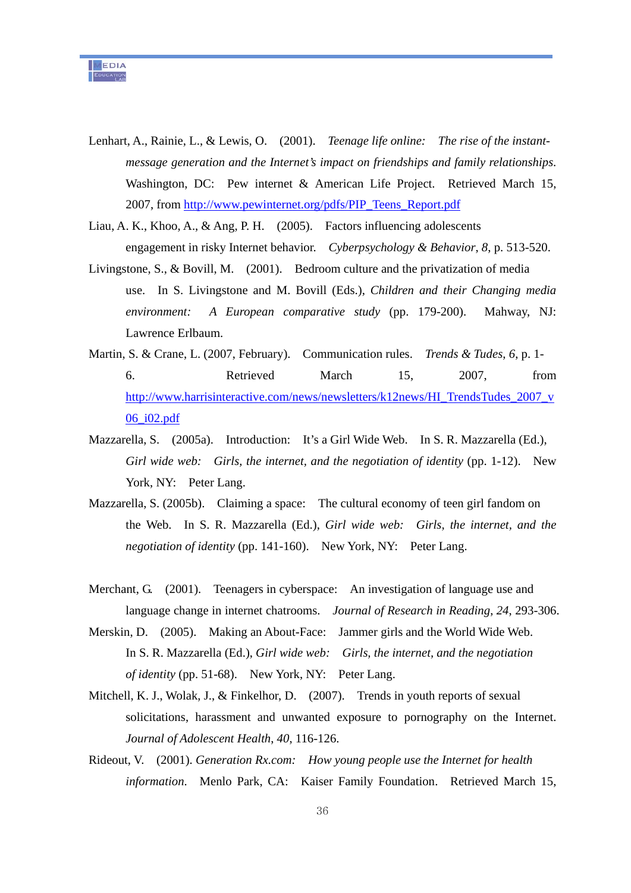Lenhart, A., Rainie, L., & Lewis, O. (2001). *Teenage life online: The rise of the instant-message generation and the Internet's impact on friendships and family relationships.* Washington, DC: Pew internet & American Life Project. Retrieved March 15, 2007, from http://www.pewinternet.org/pdfs/PIP_Teens_Report.pdf

Liau, A. K., Khoo, A., & Ang, P. H. (2005). Factors influencing adolescents engagement in risky Internet behavior. *Cyberpsychology & Behavior*, *8*, p. 513-520.

Livingstone, S., & Bovill, M. (2001). Bedroom culture and the privatization of media use. In S. Livingstone and M. Bovill (Eds.), *Children and their Changing media environment: A European comparative study* (pp. 179-200). Mahway, NJ: Lawrence Erlbaum.

Martin, S. & Crane, L. (2007, February). Communication rules. *Trends & Tudes*, *6*, p. 1-6. Retrieved March 15, 2007, from http://www.harrisinteractive.com/news/newsletters/k12news/HI_TrendsTudes_2007_v06_i02.pdf

Mazzarella, S. (2005a). Introduction: It's a Girl Wide Web. In S. R. Mazzarella (Ed.), *Girl wide web: Girls, the internet, and the negotiation of identity* (pp. 1-12). New York, NY: Peter Lang.

Mazzarella, S. (2005b). Claiming a space: The cultural economy of teen girl fandom on the Web. In S. R. Mazzarella (Ed.), *Girl wide web: Girls, the internet, and the negotiation of identity* (pp. 141-160). New York, NY: Peter Lang.

Merchant, G. (2001). Teenagers in cyberspace: An investigation of language use and language change in internet chatrooms. *Journal of Research in Reading*, *24*, 293-306.

Merskin, D. (2005). Making an About-Face: Jammer girls and the World Wide Web. In S. R. Mazzarella (Ed.), *Girl wide web: Girls, the internet, and the negotiation of identity* (pp. 51-68). New York, NY: Peter Lang.

Mitchell, K. J., Wolak, J., & Finkelhor, D. (2007). Trends in youth reports of sexual solicitations, harassment and unwanted exposure to pornography on the Internet. *Journal of Adolescent Health*, *40*, 116-126.

Rideout, V. (2001). *Generation Rx.com: How young people use the Internet for health information*. Menlo Park, CA: Kaiser Family Foundation. Retrieved March 15,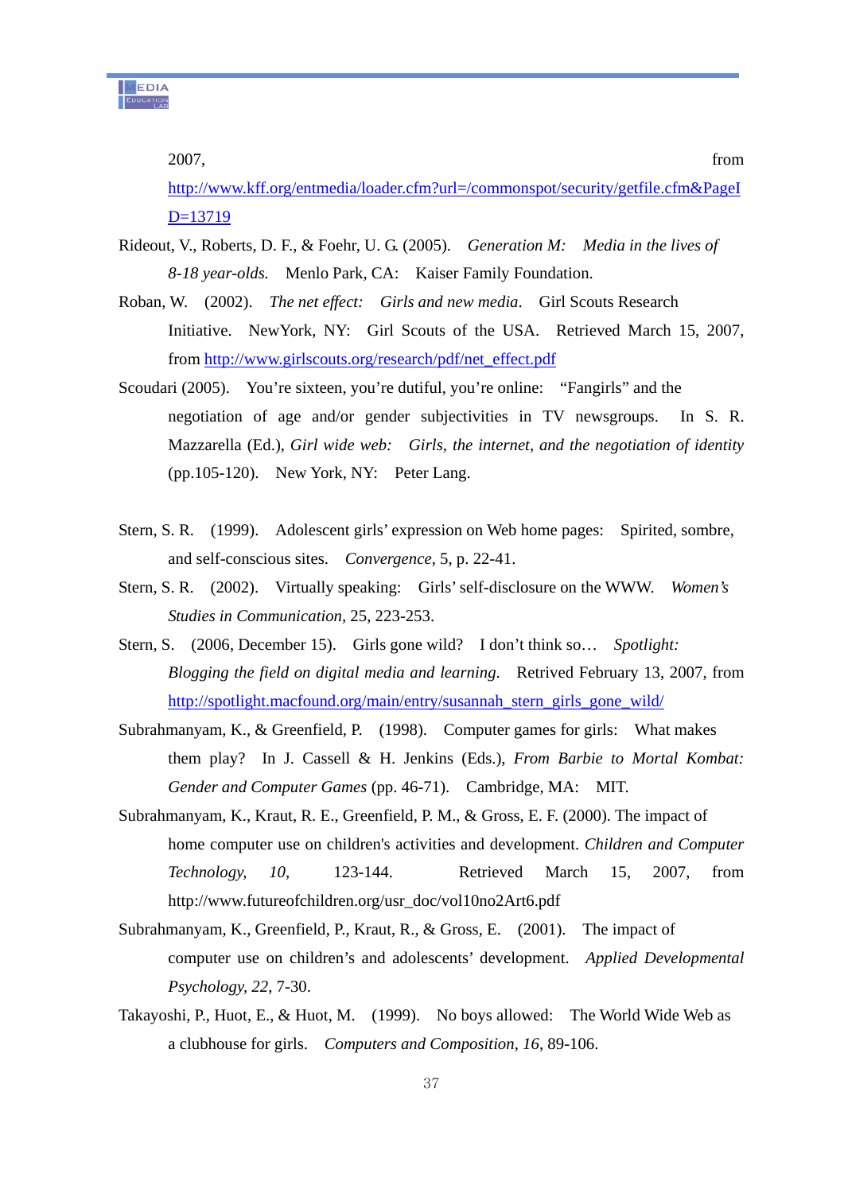2007, from http://www.kff.org/entmedia/loader.cfm?url=/commonspot/security/getfile.cfm&PageID=13719

Rideout, V., Roberts, D. F., & Foehr, U. G. (2005). *Generation M: Media in the lives of 8-18 year-olds.* Menlo Park, CA: Kaiser Family Foundation.

Roban, W. (2002). *The net effect: Girls and new media*. Girl Scouts Research Initiative. NewYork, NY: Girl Scouts of the USA. Retrieved March 15, 2007, from http://www.girlscouts.org/research/pdf/net_effect.pdf

Scoudari (2005). You're sixteen, you're dutiful, you're online: "Fangirls" and the negotiation of age and/or gender subjectivities in TV newsgroups. In S. R. Mazzarella (Ed.), *Girl wide web: Girls, the internet, and the negotiation of identity* (pp.105-120). New York, NY: Peter Lang.

Stern, S. R. (1999). Adolescent girls' expression on Web home pages: Spirited, sombre, and self-conscious sites. *Convergence*, 5, p. 22-41.

Stern, S. R. (2002). Virtually speaking: Girls' self-disclosure on the WWW. *Women's Studies in Communication*, 25, 223-253.

Stern, S. (2006, December 15). Girls gone wild? I don't think so… *Spotlight: Blogging the field on digital media and learning*. Retrived February 13, 2007, from http://spotlight.macfound.org/main/entry/susannah_stern_girls_gone_wild/

Subrahmanyam, K., & Greenfield, P. (1998). Computer games for girls: What makes them play? In J. Cassell & H. Jenkins (Eds.), *From Barbie to Mortal Kombat: Gender and Computer Games* (pp. 46-71). Cambridge, MA: MIT.

Subrahmanyam, K., Kraut, R. E., Greenfield, P. M., & Gross, E. F. (2000). The impact of home computer use on children's activities and development. *Children and Computer Technology, 10,* 123-144. Retrieved March 15, 2007, from http://www.futureofchildren.org/usr_doc/vol10no2Art6.pdf

Subrahmanyam, K., Greenfield, P., Kraut, R., & Gross, E. (2001). The impact of computer use on children's and adolescents' development. *Applied Developmental Psychology, 22*, 7-30.

Takayoshi, P., Huot, E., & Huot, M. (1999). No boys allowed: The World Wide Web as a clubhouse for girls. *Computers and Composition*, *16*, 89-106.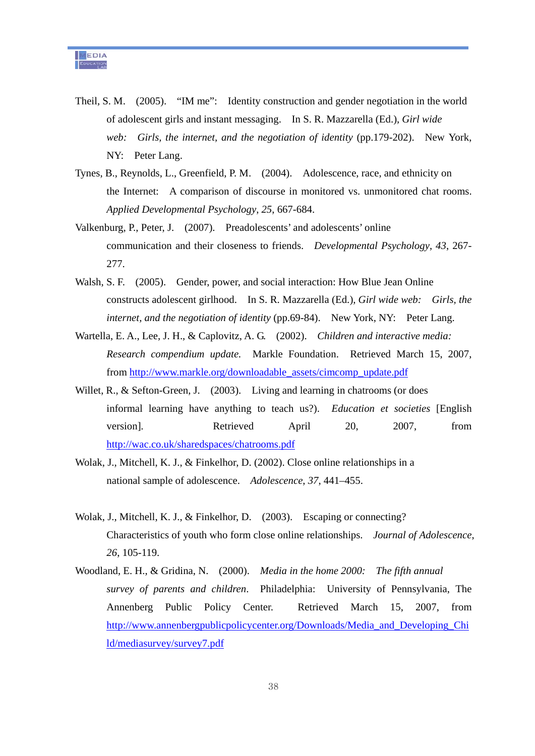Theil, S. M. (2005). "IM me": Identity construction and gender negotiation in the world of adolescent girls and instant messaging. In S. R. Mazzarella (Ed.), *Girl wide web: Girls, the internet, and the negotiation of identity* (pp.179-202). New York, NY: Peter Lang.

Tynes, B., Reynolds, L., Greenfield, P. M. (2004). Adolescence, race, and ethnicity on the Internet: A comparison of discourse in monitored vs. unmonitored chat rooms. *Applied Developmental Psychology*, *25*, 667-684.

Valkenburg, P., Peter, J. (2007). Preadolescents' and adolescents' online communication and their closeness to friends. *Developmental Psychology*, *43*, 267-277.

Walsh, S. F. (2005). Gender, power, and social interaction: How Blue Jean Online constructs adolescent girlhood. In S. R. Mazzarella (Ed.), *Girl wide web: Girls, the internet, and the negotiation of identity* (pp.69-84). New York, NY: Peter Lang.

Wartella, E. A., Lee, J. H., & Caplovitz, A. G. (2002). *Children and interactive media: Research compendium update.* Markle Foundation. Retrieved March 15, 2007, from http://www.markle.org/downloadable_assets/cimcomp_update.pdf

Willet, R., & Sefton-Green, J. (2003). Living and learning in chatrooms (or does informal learning have anything to teach us?). *Education et societies* [English version]. Retrieved April 20, 2007, from http://wac.co.uk/sharedspaces/chatrooms.pdf

Wolak, J., Mitchell, K. J., & Finkelhor, D. (2002). Close online relationships in a national sample of adolescence. *Adolescence*, *37*, 441–455.

Wolak, J., Mitchell, K. J., & Finkelhor, D. (2003). Escaping or connecting? Characteristics of youth who form close online relationships. *Journal of Adolescence*, *26*, 105-119.

Woodland, E. H., & Gridina, N. (2000). *Media in the home 2000: The fifth annual survey of parents and children*. Philadelphia: University of Pennsylvania, The Annenberg Public Policy Center. Retrieved March 15, 2007, from http://www.annenbergpublicpolicycenter.org/Downloads/Media_and_Developing_Child/mediasurvey/survey7.pdf